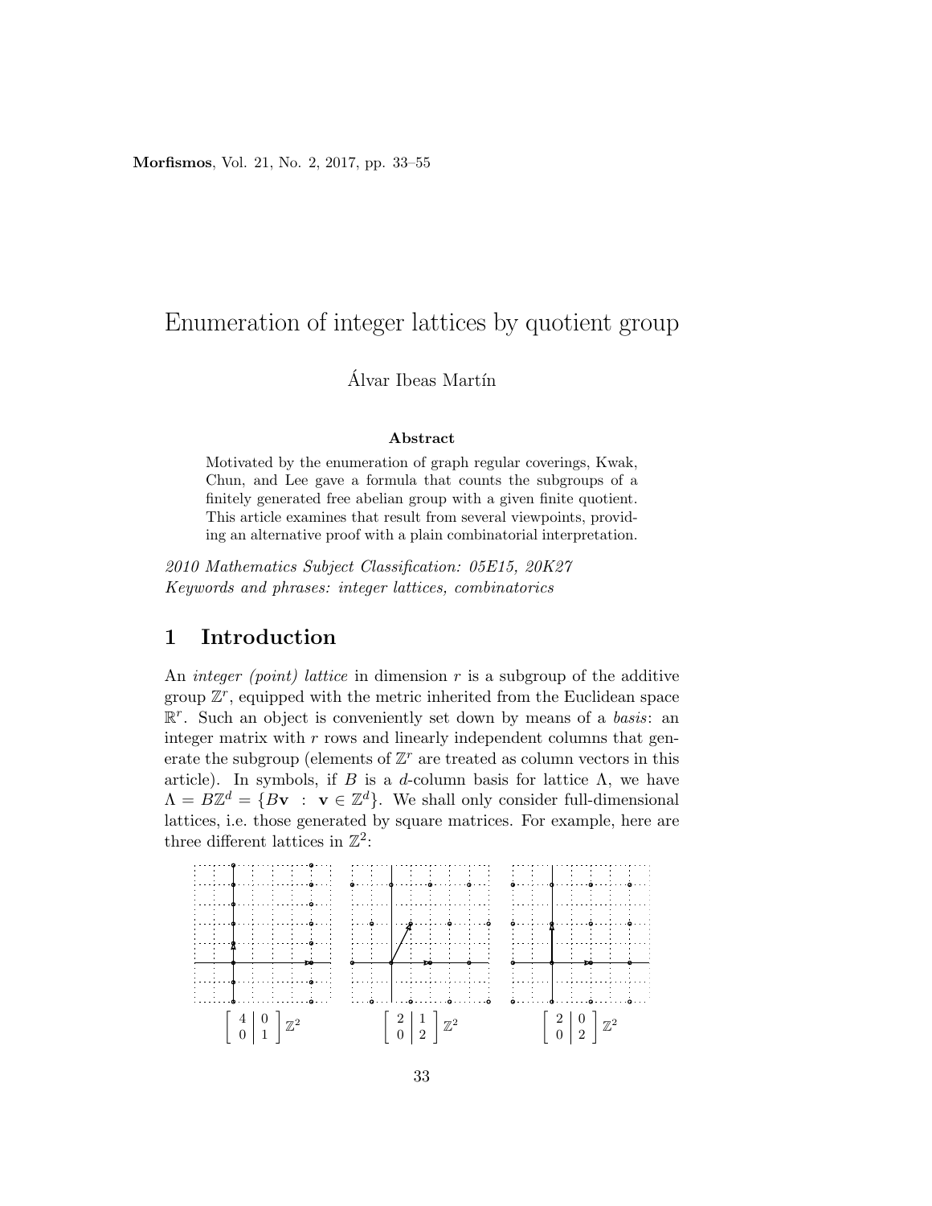# Enumeration of integer lattices by quotient group

Álvar Ibeas Martín

### Abstract

Motivated by the enumeration of graph regular coverings, Kwak, Chun, and Lee gave a formula that counts the subgroups of a finitely generated free abelian group with a given finite quotient. This article examines that result from several viewpoints, providing an alternative proof with a plain combinatorial interpretation.

*2010 Mathematics Subject Classification: 05E15, 20K27*
*Keywords and phrases: integer lattices, combinatorics*

## 1 Introduction

An *integer (point) lattice* in dimension $r$ is a subgroup of the additive group $\mathbb{Z}^r$, equipped with the metric inherited from the Euclidean space $\mathbb{R}^r$. Such an object is conveniently set down by means of a *basis*: an integer matrix with $r$ rows and linearly independent columns that generate the subgroup (elements of $\mathbb{Z}^r$ are treated as column vectors in this article). In symbols, if $B$ is a $d$-column basis for lattice $\Lambda$, we have $\Lambda = B\mathbb{Z}^d = \{B\mathbf{v} \ : \ \mathbf{v} \in \mathbb{Z}^d\}$. We shall only consider full-dimensional lattices, i.e. those generated by square matrices. For example, here are three different lattices in $\mathbb{Z}^2$:

$\left[\begin{array}{c|c} 4 & 0 \\ 0 & 1 \end{array}\right]\mathbb{Z}^2$ $\left[\begin{array}{c|c} 2 & 1 \\ 0 & 2 \end{array}\right]\mathbb{Z}^2$ $\left[\begin{array}{c|c} 2 & 0 \\ 0 & 2 \end{array}\right]\mathbb{Z}^2$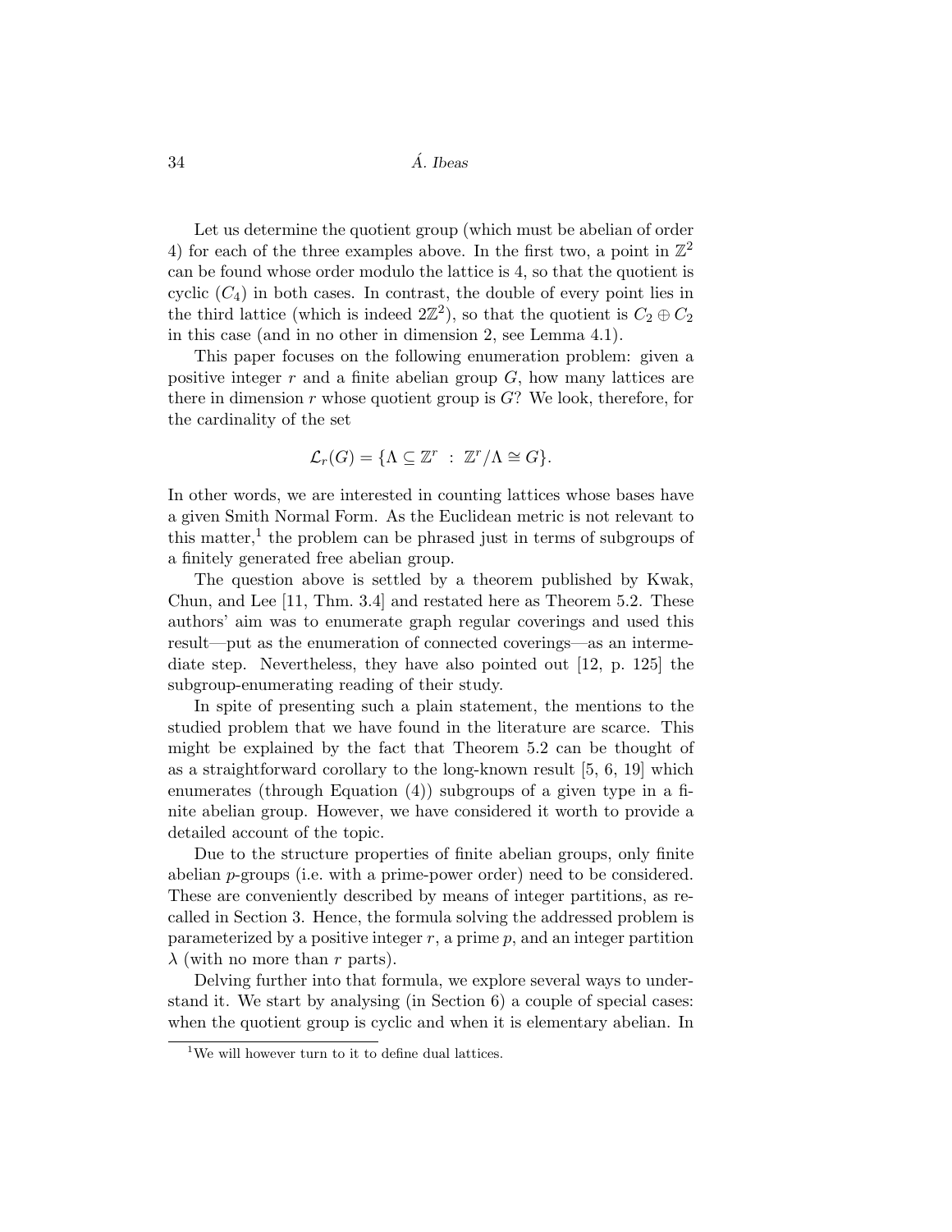Let us determine the quotient group (which must be abelian of order 4) for each of the three examples above. In the first two, a point in $\mathbb{Z}^2$ can be found whose order modulo the lattice is 4, so that the quotient is cyclic ($C_4$) in both cases. In contrast, the double of every point lies in the third lattice (which is indeed $2\mathbb{Z}^2$), so that the quotient is $C_2 \oplus C_2$ in this case (and in no other in dimension 2, see Lemma 4.1).

This paper focuses on the following enumeration problem: given a positive integer $r$ and a finite abelian group $G$, how many lattices are there in dimension $r$ whose quotient group is $G$? We look, therefore, for the cardinality of the set

$$\mathcal{L}_r(G) = \{\Lambda \subseteq \mathbb{Z}^r \ : \ \mathbb{Z}^r/\Lambda \cong G\}.$$

In other words, we are interested in counting lattices whose bases have a given Smith Normal Form. As the Euclidean metric is not relevant to this matter,[1] the problem can be phrased just in terms of subgroups of a finitely generated free abelian group.

The question above is settled by a theorem published by Kwak, Chun, and Lee [11, Thm. 3.4] and restated here as Theorem 5.2. These authors' aim was to enumerate graph regular coverings and used this result—put as the enumeration of connected coverings—as an intermediate step. Nevertheless, they have also pointed out [12, p. 125] the subgroup-enumerating reading of their study.

In spite of presenting such a plain statement, the mentions to the studied problem that we have found in the literature are scarce. This might be explained by the fact that Theorem 5.2 can be thought of as a straightforward corollary to the long-known result [5, 6, 19] which enumerates (through Equation (4)) subgroups of a given type in a finite abelian group. However, we have considered it worth to provide a detailed account of the topic.

Due to the structure properties of finite abelian groups, only finite abelian $p$-groups (i.e. with a prime-power order) need to be considered. These are conveniently described by means of integer partitions, as recalled in Section 3. Hence, the formula solving the addressed problem is parameterized by a positive integer $r$, a prime $p$, and an integer partition $\lambda$ (with no more than $r$ parts).

Delving further into that formula, we explore several ways to understand it. We start by analysing (in Section 6) a couple of special cases: when the quotient group is cyclic and when it is elementary abelian. In

[1] We will however turn to it to define dual lattices.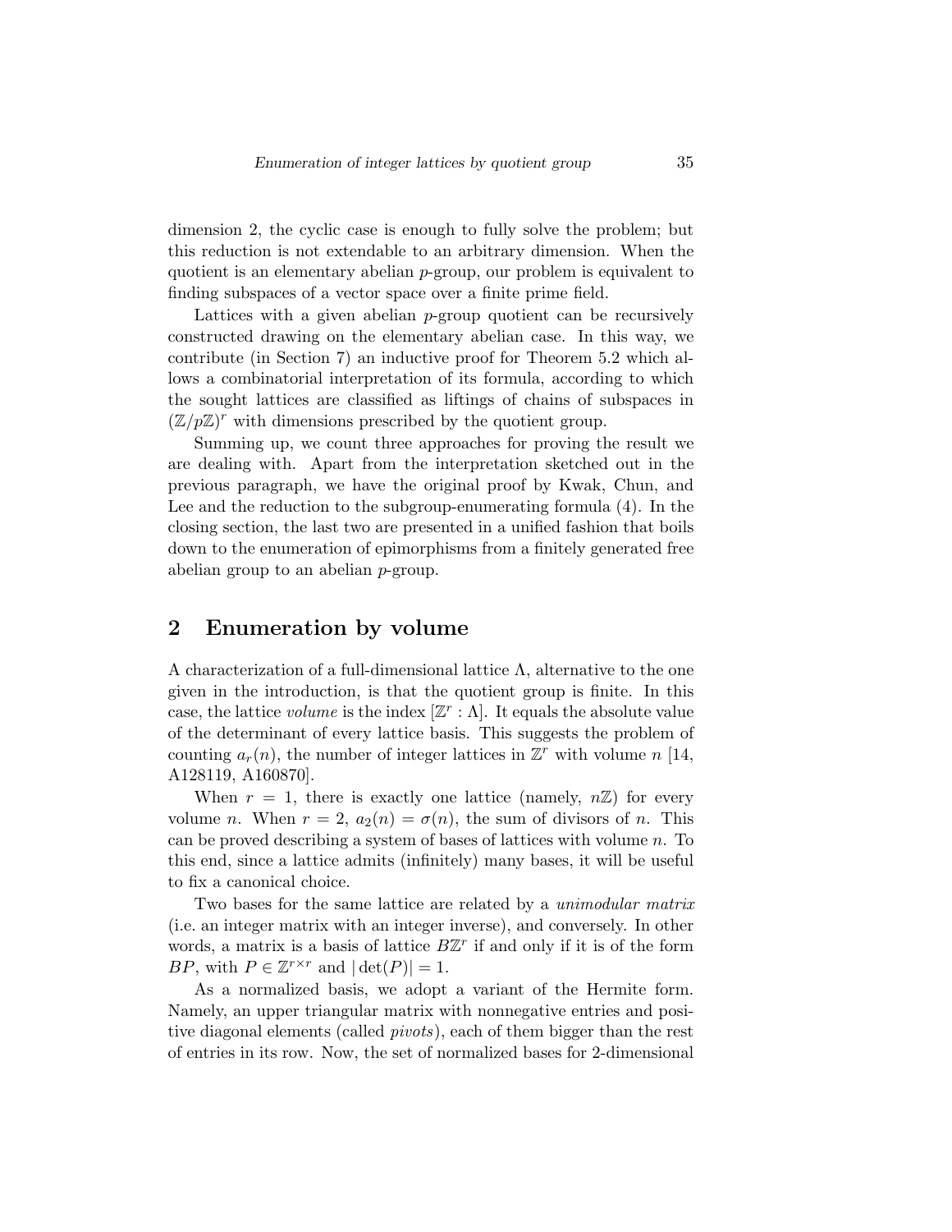dimension 2, the cyclic case is enough to fully solve the problem; but this reduction is not extendable to an arbitrary dimension. When the quotient is an elementary abelian $p$-group, our problem is equivalent to finding subspaces of a vector space over a finite prime field.

Lattices with a given abelian $p$-group quotient can be recursively constructed drawing on the elementary abelian case. In this way, we contribute (in Section 7) an inductive proof for Theorem 5.2 which allows a combinatorial interpretation of its formula, according to which the sought lattices are classified as liftings of chains of subspaces in $(\mathbb{Z}/p\mathbb{Z})^r$ with dimensions prescribed by the quotient group.

Summing up, we count three approaches for proving the result we are dealing with. Apart from the interpretation sketched out in the previous paragraph, we have the original proof by Kwak, Chun, and Lee and the reduction to the subgroup-enumerating formula (4). In the closing section, the last two are presented in a unified fashion that boils down to the enumeration of epimorphisms from a finitely generated free abelian group to an abelian $p$-group.

## 2 Enumeration by volume

A characterization of a full-dimensional lattice $\Lambda$, alternative to the one given in the introduction, is that the quotient group is finite. In this case, the lattice *volume* is the index $[\mathbb{Z}^r : \Lambda]$. It equals the absolute value of the determinant of every lattice basis. This suggests the problem of counting $a_r(n)$, the number of integer lattices in $\mathbb{Z}^r$ with volume $n$ [14, A128119, A160870].

When $r = 1$, there is exactly one lattice (namely, $n\mathbb{Z}$) for every volume $n$. When $r = 2$, $a_2(n) = \sigma(n)$, the sum of divisors of $n$. This can be proved describing a system of bases of lattices with volume $n$. To this end, since a lattice admits (infinitely) many bases, it will be useful to fix a canonical choice.

Two bases for the same lattice are related by a *unimodular matrix* (i.e. an integer matrix with an integer inverse), and conversely. In other words, a matrix is a basis of lattice $B\mathbb{Z}^r$ if and only if it is of the form $BP$, with $P \in \mathbb{Z}^{r\times r}$ and $|\det(P)| = 1$.

As a normalized basis, we adopt a variant of the Hermite form. Namely, an upper triangular matrix with nonnegative entries and positive diagonal elements (called *pivots*), each of them bigger than the rest of entries in its row. Now, the set of normalized bases for 2-dimensional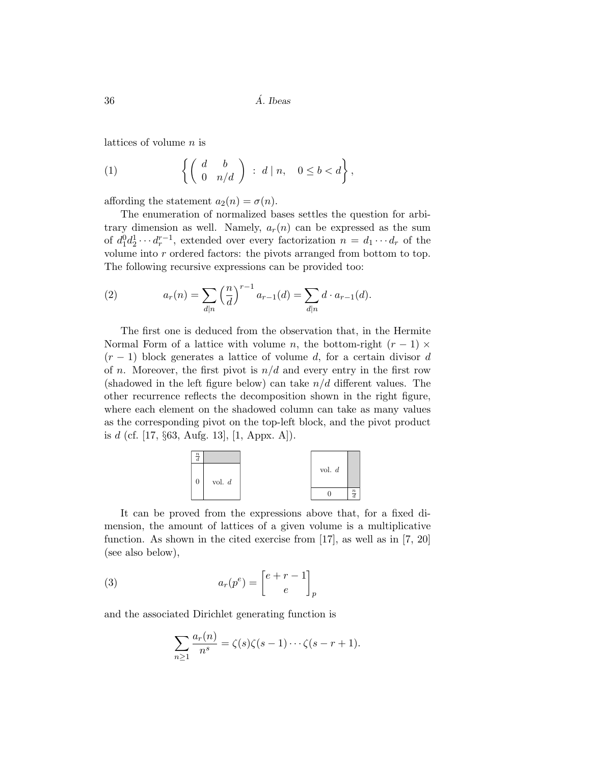lattices of volume $n$ is

$$\left\{ \begin{pmatrix} d & b \\ 0 & n/d \end{pmatrix} \; : \; d \mid n, \quad 0 \leq b < d \right\}, \tag{1}$$

affording the statement $a_2(n) = \sigma(n)$.

The enumeration of normalized bases settles the question for arbitrary dimension as well. Namely, $a_r(n)$ can be expressed as the sum of $d_1^0 d_2^1 \cdots d_r^{r-1}$, extended over every factorization $n = d_1 \cdots d_r$ of the volume into $r$ ordered factors: the pivots arranged from bottom to top. The following recursive expressions can be provided too:

$$a_r(n) = \sum_{d \mid n} \left(\frac{n}{d}\right)^{r-1} a_{r-1}(d) = \sum_{d \mid n} d \cdot a_{r-1}(d). \tag{2}$$

The first one is deduced from the observation that, in the Hermite Normal Form of a lattice with volume $n$, the bottom-right $(r-1) \times (r-1)$ block generates a lattice of volume $d$, for a certain divisor $d$ of $n$. Moreover, the first pivot is $n/d$ and every entry in the first row (shadowed in the left figure below) can take $n/d$ different values. The other recurrence reflects the decomposition shown in the right figure, where each element on the shadowed column can take as many values as the corresponding pivot on the top-left block, and the pivot product is $d$ (cf. [17, §63, Aufg. 13], [1, Appx. A]).

| $\frac{n}{d}$ | (shaded) |
|---|---|
| 0 | vol. $d$ |

| vol. $d$ | (shaded) |
|---|---|
| 0 | $\frac{n}{d}$ |

It can be proved from the expressions above that, for a fixed dimension, the amount of lattices of a given volume is a multiplicative function. As shown in the cited exercise from [17], as well as in [7, 20] (see also below),

$$a_r(p^e) = \begin{bmatrix} e + r - 1 \\ e \end{bmatrix}_p \tag{3}$$

and the associated Dirichlet generating function is

$$\sum_{n \geq 1} \frac{a_r(n)}{n^s} = \zeta(s)\zeta(s-1)\cdots\zeta(s-r+1).$$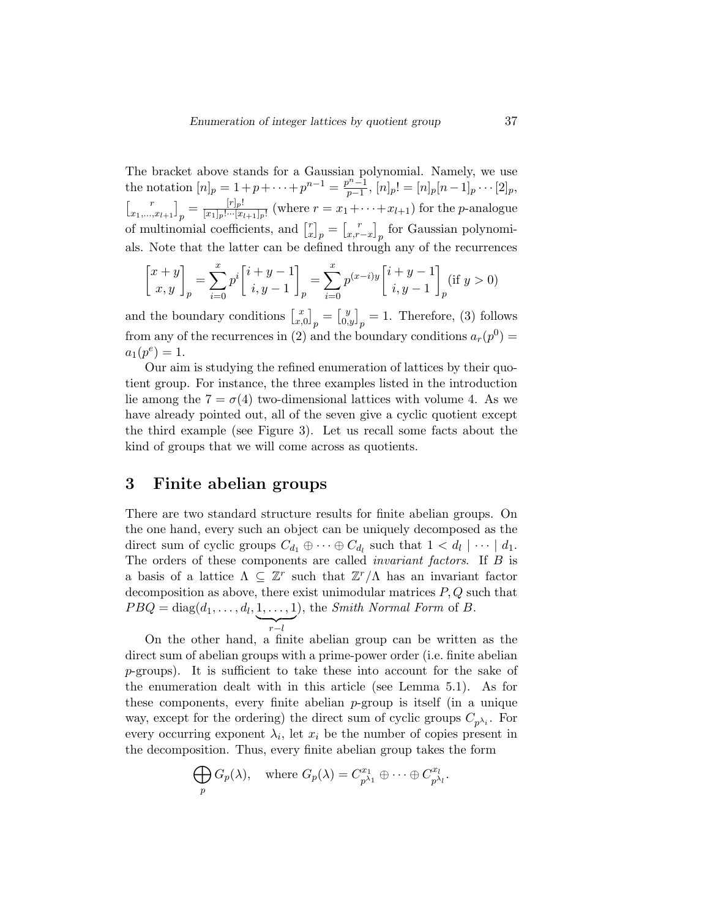The bracket above stands for a Gaussian polynomial. Namely, we use the notation $[n]_p = 1+p+\cdots+p^{n-1} = \frac{p^n-1}{p-1}$, $[n]_p! = [n]_p[n-1]_p\cdots[2]_p$, $\left[{r \atop x_1,\ldots,x_{l+1}}\right]_p = \frac{[r]_p!}{[x_1]_p!\cdots[x_{l+1}]_p!}$ (where $r = x_1+\cdots+x_{l+1}$) for the $p$-analogue of multinomial coefficients, and $\left[{r \atop x}\right]_p = \left[{r \atop x, r-x}\right]_p$ for Gaussian polynomials. Note that the latter can be defined through any of the recurrences

$$\begin{bmatrix} x+y \\ x,y \end{bmatrix}_p = \sum_{i=0}^{x} p^i \begin{bmatrix} i+y-1 \\ i,y-1 \end{bmatrix}_p = \sum_{i=0}^{x} p^{(x-i)y} \begin{bmatrix} i+y-1 \\ i,y-1 \end{bmatrix}_p \text{(if } y>0\text{)}$$

and the boundary conditions $\left[{x \atop x,0}\right]_p = \left[{y \atop 0,y}\right]_p = 1$. Therefore, (3) follows from any of the recurrences in (2) and the boundary conditions $a_r(p^0) = a_1(p^e) = 1$.

Our aim is studying the refined enumeration of lattices by their quotient group. For instance, the three examples listed in the introduction lie among the $7 = \sigma(4)$ two-dimensional lattices with volume 4. As we have already pointed out, all of the seven give a cyclic quotient except the third example (see Figure 3). Let us recall some facts about the kind of groups that we will come across as quotients.

## 3 Finite abelian groups

There are two standard structure results for finite abelian groups. On the one hand, every such an object can be uniquely decomposed as the direct sum of cyclic groups $C_{d_1} \oplus \cdots \oplus C_{d_l}$ such that $1 < d_l \mid \cdots \mid d_1$. The orders of these components are called *invariant factors*. If $B$ is a basis of a lattice $\Lambda \subseteq \mathbb{Z}^r$ such that $\mathbb{Z}^r/\Lambda$ has an invariant factor decomposition as above, there exist unimodular matrices $P, Q$ such that $PBQ = \operatorname{diag}(d_1, \ldots, d_l, \underbrace{1, \ldots, 1}_{r-l})$, the *Smith Normal Form* of $B$.

On the other hand, a finite abelian group can be written as the direct sum of abelian groups with a prime-power order (i.e. finite abelian $p$-groups). It is sufficient to take these into account for the sake of the enumeration dealt with in this article (see Lemma 5.1). As for these components, every finite abelian $p$-group is itself (in a unique way, except for the ordering) the direct sum of cyclic groups $C_{p^{\lambda_i}}$. For every occurring exponent $\lambda_i$, let $x_i$ be the number of copies present in the decomposition. Thus, every finite abelian group takes the form

$$\bigoplus_p G_p(\lambda), \quad \text{where } G_p(\lambda) = C_{p^{\lambda_1}}^{x_1} \oplus \cdots \oplus C_{p^{\lambda_l}}^{x_l}.$$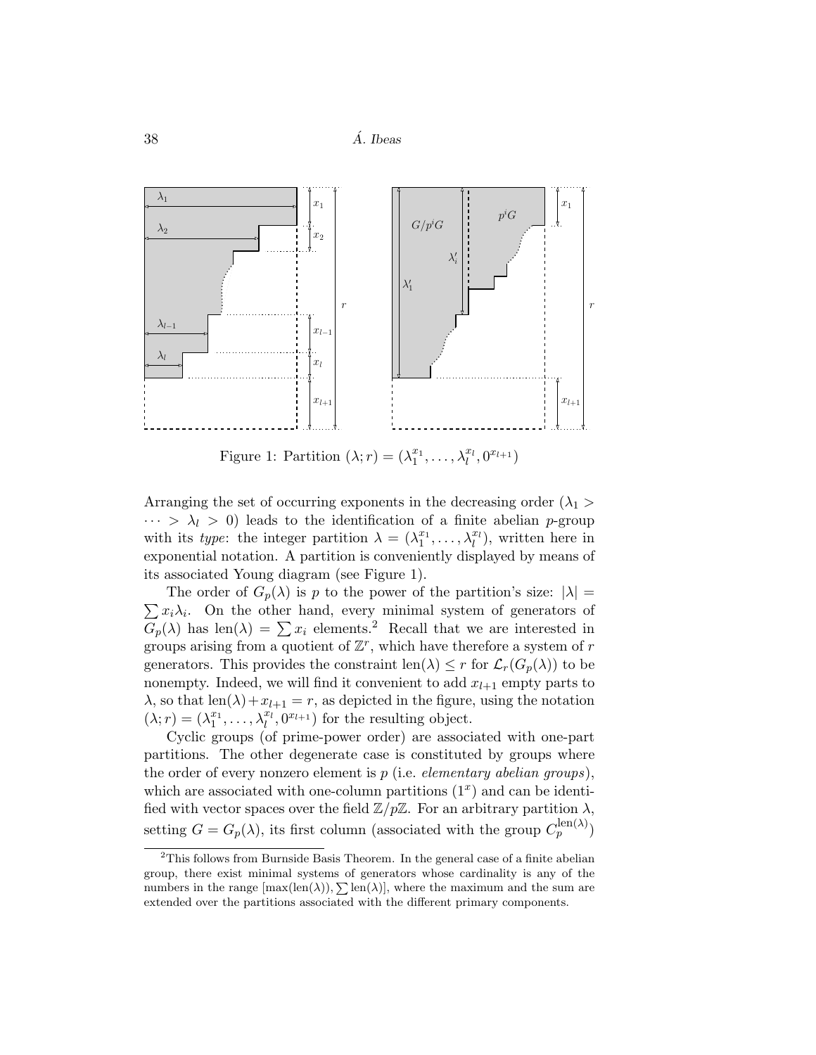Figure 1: Partition $(\lambda; r) = (\lambda_1^{x_1}, \dots, \lambda_l^{x_l}, 0^{x_{l+1}})$

Arranging the set of occurring exponents in the decreasing order ($\lambda_1 > \cdots > \lambda_l > 0$) leads to the identification of a finite abelian $p$-group with its *type*: the integer partition $\lambda = (\lambda_1^{x_1}, \dots, \lambda_l^{x_l})$, written here in exponential notation. A partition is conveniently displayed by means of its associated Young diagram (see Figure 1).

The order of $G_p(\lambda)$ is $p$ to the power of the partition's size: $|\lambda| = \sum x_i \lambda_i$. On the other hand, every minimal system of generators of $G_p(\lambda)$ has $\operatorname{len}(\lambda) = \sum x_i$ elements.[2] Recall that we are interested in groups arising from a quotient of $\mathbb{Z}^r$, which have therefore a system of $r$ generators. This provides the constraint $\operatorname{len}(\lambda) \leq r$ for $\mathcal{L}_r(G_p(\lambda))$ to be nonempty. Indeed, we will find it convenient to add $x_{l+1}$ empty parts to $\lambda$, so that $\operatorname{len}(\lambda) + x_{l+1} = r$, as depicted in the figure, using the notation $(\lambda; r) = (\lambda_1^{x_1}, \dots, \lambda_l^{x_l}, 0^{x_{l+1}})$ for the resulting object.

Cyclic groups (of prime-power order) are associated with one-part partitions. The other degenerate case is constituted by groups where the order of every nonzero element is $p$ (i.e. *elementary abelian groups*), which are associated with one-column partitions $(1^x)$ and can be identified with vector spaces over the field $\mathbb{Z}/p\mathbb{Z}$. For an arbitrary partition $\lambda$, setting $G = G_p(\lambda)$, its first column (associated with the group $C_p^{\operatorname{len}(\lambda)}$)

[2] This follows from Burnside Basis Theorem. In the general case of a finite abelian group, there exist minimal systems of generators whose cardinality is any of the numbers in the range $[\max(\operatorname{len}(\lambda)), \sum \operatorname{len}(\lambda)]$, where the maximum and the sum are extended over the partitions associated with the different primary components.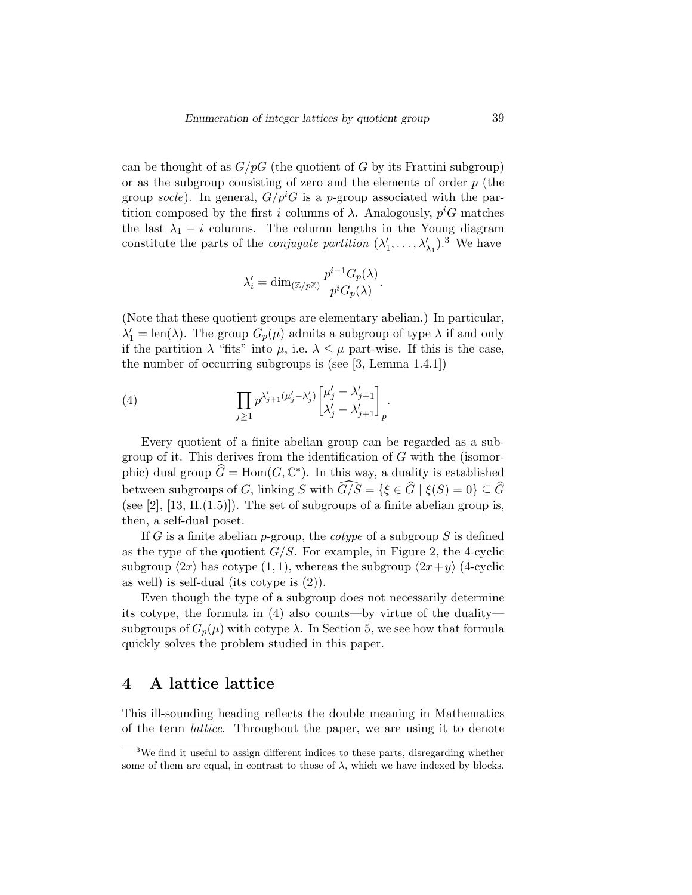can be thought of as $G/pG$ (the quotient of $G$ by its Frattini subgroup) or as the subgroup consisting of zero and the elements of order $p$ (the group *socle*). In general, $G/p^iG$ is a $p$-group associated with the partition composed by the first $i$ columns of $\lambda$. Analogously, $p^iG$ matches the last $\lambda_1 - i$ columns. The column lengths in the Young diagram constitute the parts of the *conjugate partition* $(\lambda'_1, \ldots, \lambda'_{\lambda_1})$.[3] We have

$$\lambda'_i = \dim_{(\mathbb{Z}/p\mathbb{Z})} \frac{p^{i-1}G_p(\lambda)}{p^iG_p(\lambda)}.$$

(Note that these quotient groups are elementary abelian.) In particular, $\lambda'_1 = \mathrm{len}(\lambda)$. The group $G_p(\mu)$ admits a subgroup of type $\lambda$ if and only if the partition $\lambda$ "fits" into $\mu$, i.e. $\lambda \leq \mu$ part-wise. If this is the case, the number of occurring subgroups is (see [3, Lemma 1.4.1])

$$\prod_{j \geq 1} p^{\lambda'_{j+1}(\mu'_j - \lambda'_j)} \begin{bmatrix} \mu'_j - \lambda'_{j+1} \\ \lambda'_j - \lambda'_{j+1} \end{bmatrix}_p. \tag{4}$$

Every quotient of a finite abelian group can be regarded as a subgroup of it. This derives from the identification of $G$ with the (isomorphic) dual group $\widehat{G} = \mathrm{Hom}(G, \mathbb{C}^*)$. In this way, a duality is established between subgroups of $G$, linking $S$ with $\widehat{G/S} = \{\xi \in \widehat{G} \mid \xi(S) = 0\} \subseteq \widehat{G}$ (see [2], [13, II.(1.5)]). The set of subgroups of a finite abelian group is, then, a self-dual poset.

If $G$ is a finite abelian $p$-group, the *cotype* of a subgroup $S$ is defined as the type of the quotient $G/S$. For example, in Figure 2, the 4-cyclic subgroup $\langle 2x \rangle$ has cotype $(1, 1)$, whereas the subgroup $\langle 2x + y \rangle$ (4-cyclic as well) is self-dual (its cotype is $(2)$).

Even though the type of a subgroup does not necessarily determine its cotype, the formula in (4) also counts—by virtue of the duality—subgroups of $G_p(\mu)$ with cotype $\lambda$. In Section 5, we see how that formula quickly solves the problem studied in this paper.

# 4 A lattice lattice

This ill-sounding heading reflects the double meaning in Mathematics of the term *lattice*. Throughout the paper, we are using it to denote

[3] We find it useful to assign different indices to these parts, disregarding whether some of them are equal, in contrast to those of $\lambda$, which we have indexed by blocks.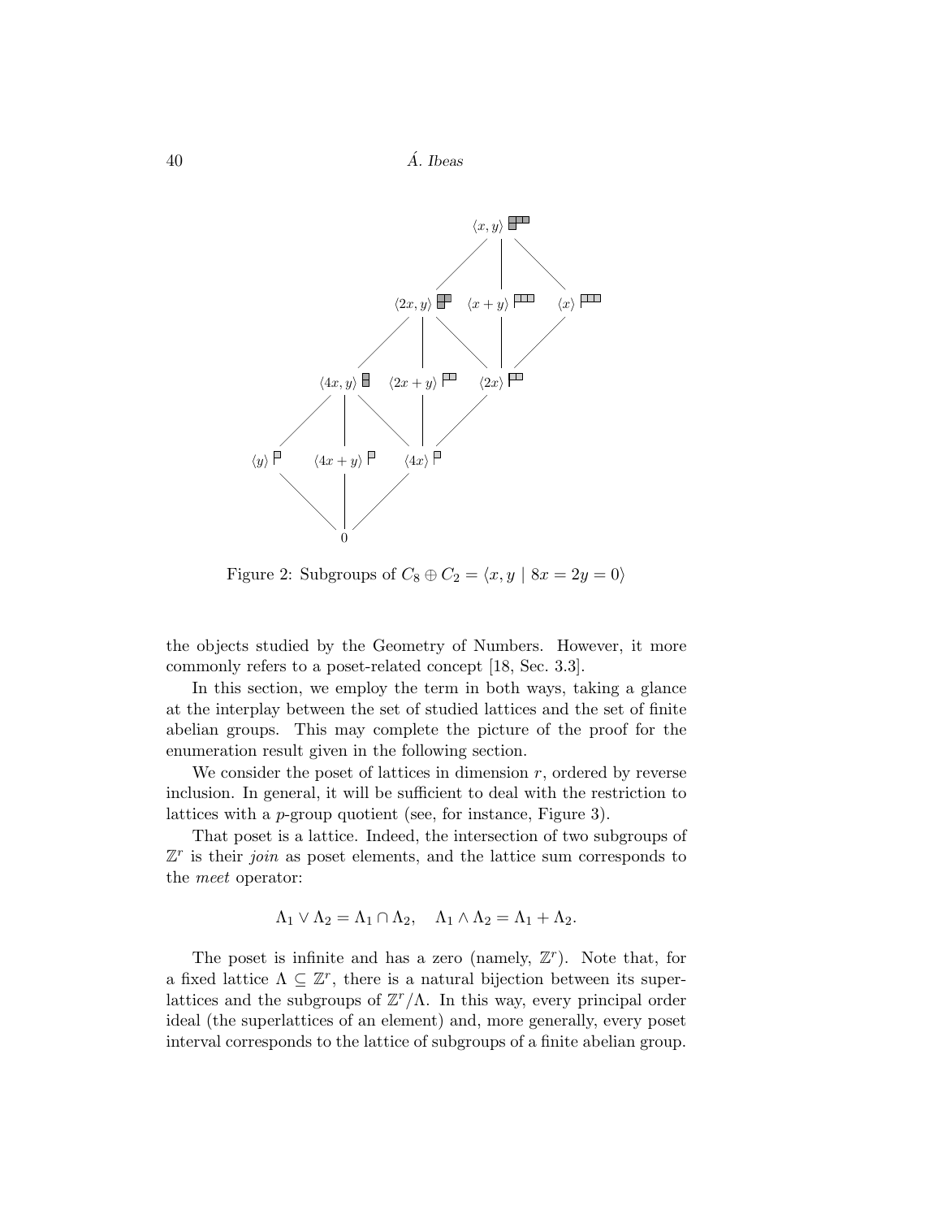Figure 2: Subgroups of $C_8 \oplus C_2 = \langle x, y \mid 8x = 2y = 0 \rangle$

the objects studied by the Geometry of Numbers. However, it more commonly refers to a poset-related concept [18, Sec. 3.3].

In this section, we employ the term in both ways, taking a glance at the interplay between the set of studied lattices and the set of finite abelian groups. This may complete the picture of the proof for the enumeration result given in the following section.

We consider the poset of lattices in dimension $r$, ordered by reverse inclusion. In general, it will be sufficient to deal with the restriction to lattices with a $p$-group quotient (see, for instance, Figure 3).

That poset is a lattice. Indeed, the intersection of two subgroups of $\mathbb{Z}^r$ is their *join* as poset elements, and the lattice sum corresponds to the *meet* operator:

$$\Lambda_1 \vee \Lambda_2 = \Lambda_1 \cap \Lambda_2, \quad \Lambda_1 \wedge \Lambda_2 = \Lambda_1 + \Lambda_2.$$

The poset is infinite and has a zero (namely, $\mathbb{Z}^r$). Note that, for a fixed lattice $\Lambda \subseteq \mathbb{Z}^r$, there is a natural bijection between its superlattices and the subgroups of $\mathbb{Z}^r/\Lambda$. In this way, every principal order ideal (the superlattices of an element) and, more generally, every poset interval corresponds to the lattice of subgroups of a finite abelian group.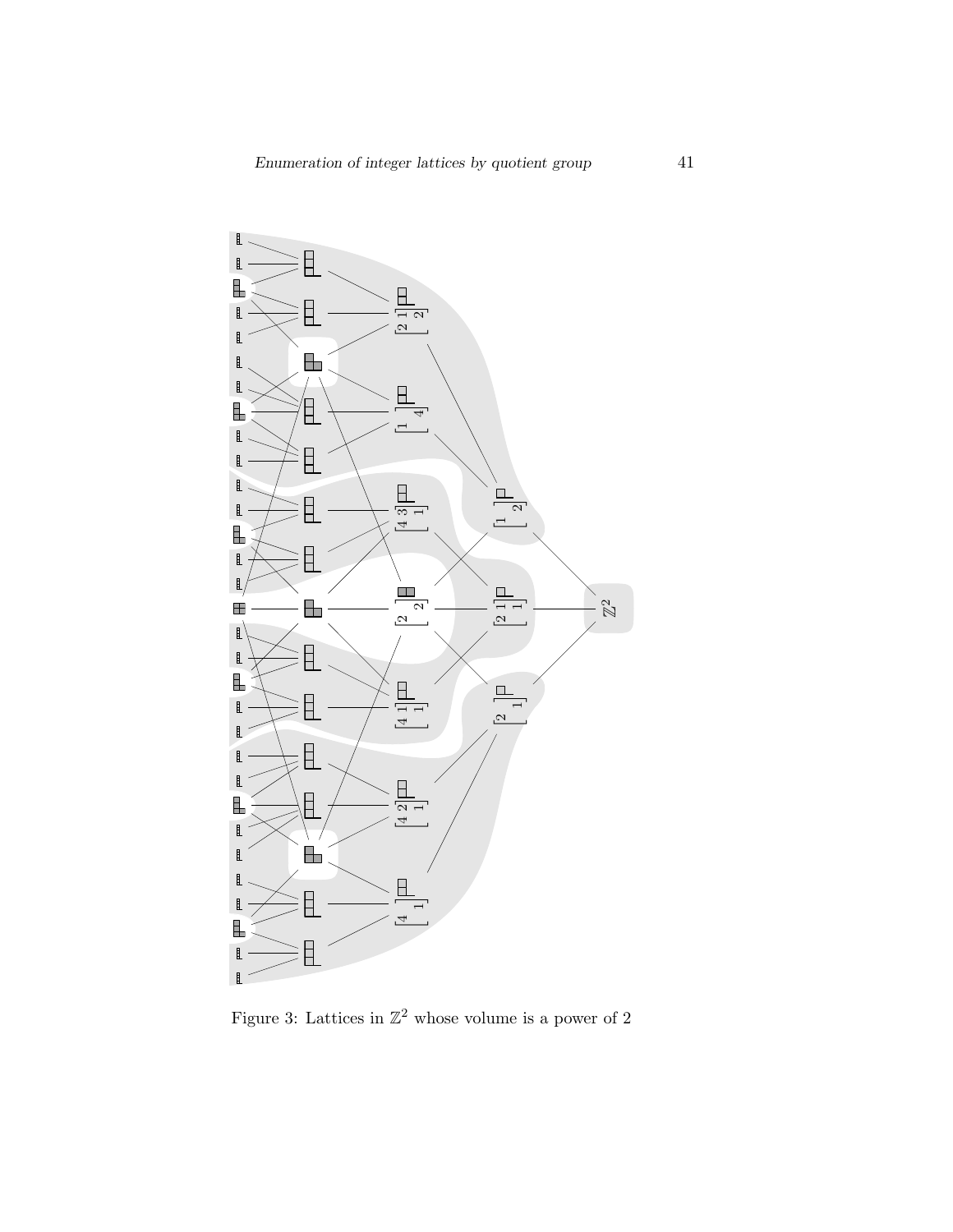Figure 3: Lattices in $\mathbb{Z}^2$ whose volume is a power of 2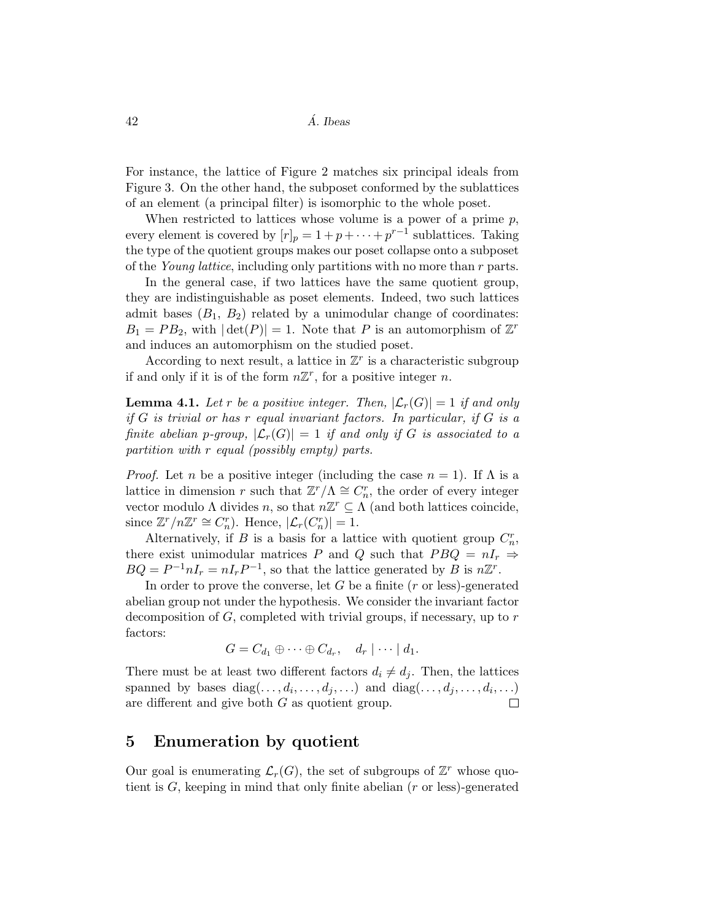For instance, the lattice of Figure 2 matches six principal ideals from Figure 3. On the other hand, the subposet conformed by the sublattices of an element (a principal filter) is isomorphic to the whole poset.

When restricted to lattices whose volume is a power of a prime $p$, every element is covered by $[r]_p = 1 + p + \cdots + p^{r-1}$ sublattices. Taking the type of the quotient groups makes our poset collapse onto a subposet of the *Young lattice*, including only partitions with no more than $r$ parts.

In the general case, if two lattices have the same quotient group, they are indistinguishable as poset elements. Indeed, two such lattices admit bases ($B_1$, $B_2$) related by a unimodular change of coordinates: $B_1 = PB_2$, with $|\det(P)| = 1$. Note that $P$ is an automorphism of $\mathbb{Z}^r$ and induces an automorphism on the studied poset.

According to next result, a lattice in $\mathbb{Z}^r$ is a characteristic subgroup if and only if it is of the form $n\mathbb{Z}^r$, for a positive integer $n$.

**Lemma 4.1.** *Let $r$ be a positive integer. Then, $|\mathcal{L}_r(G)| = 1$ if and only if $G$ is trivial or has $r$ equal invariant factors. In particular, if $G$ is a finite abelian $p$-group, $|\mathcal{L}_r(G)| = 1$ if and only if $G$ is associated to a partition with $r$ equal (possibly empty) parts.*

*Proof.* Let $n$ be a positive integer (including the case $n = 1$). If $\Lambda$ is a lattice in dimension $r$ such that $\mathbb{Z}^r/\Lambda \cong C_n^r$, the order of every integer vector modulo $\Lambda$ divides $n$, so that $n\mathbb{Z}^r \subseteq \Lambda$ (and both lattices coincide, since $\mathbb{Z}^r/n\mathbb{Z}^r \cong C_n^r$). Hence, $|\mathcal{L}_r(C_n^r)| = 1$.

Alternatively, if $B$ is a basis for a lattice with quotient group $C_n^r$, there exist unimodular matrices $P$ and $Q$ such that $PBQ = nI_r \Rightarrow BQ = P^{-1}nI_r = nI_rP^{-1}$, so that the lattice generated by $B$ is $n\mathbb{Z}^r$.

In order to prove the converse, let $G$ be a finite ($r$ or less)-generated abelian group not under the hypothesis. We consider the invariant factor decomposition of $G$, completed with trivial groups, if necessary, up to $r$ factors:

$$G = C_{d_1} \oplus \cdots \oplus C_{d_r}, \quad d_r \mid \cdots \mid d_1.$$

There must be at least two different factors $d_i \neq d_j$. Then, the lattices spanned by bases $\operatorname{diag}(\ldots, d_i, \ldots, d_j, \ldots)$ and $\operatorname{diag}(\ldots, d_j, \ldots, d_i, \ldots)$ are different and give both $G$ as quotient group. $\square$

## 5 Enumeration by quotient

Our goal is enumerating $\mathcal{L}_r(G)$, the set of subgroups of $\mathbb{Z}^r$ whose quotient is $G$, keeping in mind that only finite abelian ($r$ or less)-generated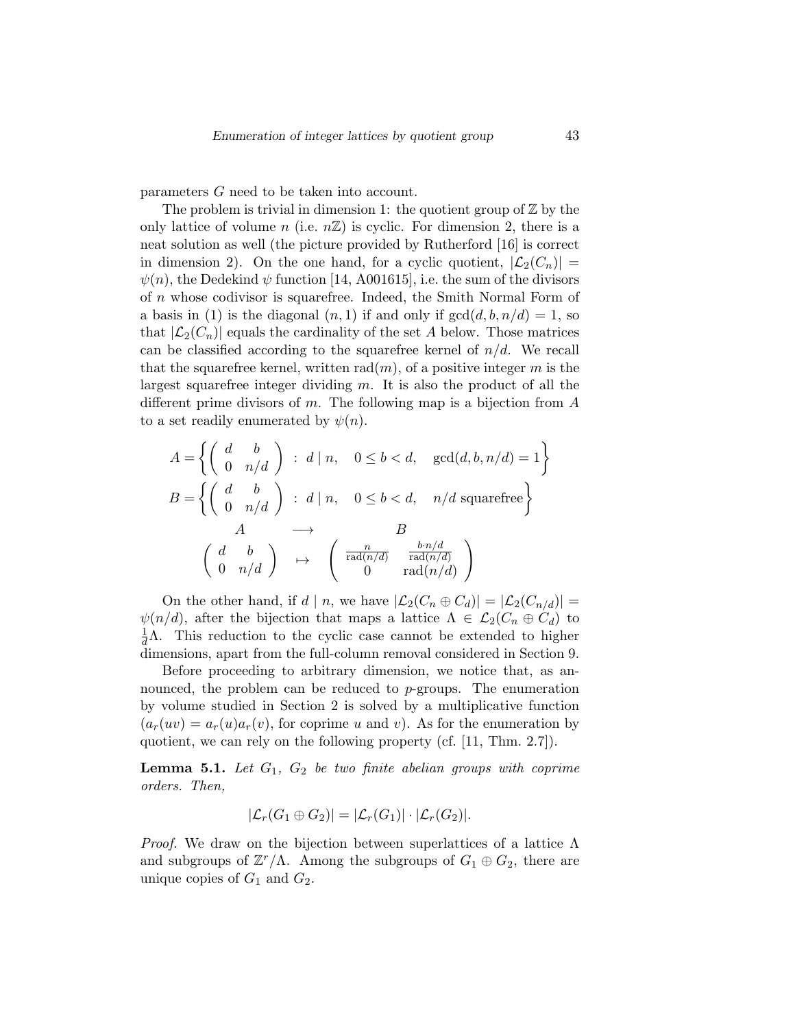parameters $G$ need to be taken into account.

The problem is trivial in dimension 1: the quotient group of $\mathbb{Z}$ by the only lattice of volume $n$ (i.e. $n\mathbb{Z}$) is cyclic. For dimension 2, there is a neat solution as well (the picture provided by Rutherford [16] is correct in dimension 2). On the one hand, for a cyclic quotient, $|\mathcal{L}_2(C_n)| = \psi(n)$, the Dedekind $\psi$ function [14, A001615], i.e. the sum of the divisors of $n$ whose codivisor is squarefree. Indeed, the Smith Normal Form of a basis in (1) is the diagonal $(n, 1)$ if and only if $\gcd(d, b, n/d) = 1$, so that $|\mathcal{L}_2(C_n)|$ equals the cardinality of the set $A$ below. Those matrices can be classified according to the squarefree kernel of $n/d$. We recall that the squarefree kernel, written $\mathrm{rad}(m)$, of a positive integer $m$ is the largest squarefree integer dividing $m$. It is also the product of all the different prime divisors of $m$. The following map is a bijection from $A$ to a set readily enumerated by $\psi(n)$.

$$A = \left\{ \begin{pmatrix} d & b \\ 0 & n/d \end{pmatrix} \ : \ d \mid n, \quad 0 \leq b < d, \quad \gcd(d, b, n/d) = 1 \right\}$$

$$B = \left\{ \begin{pmatrix} d & b \\ 0 & n/d \end{pmatrix} \ : \ d \mid n, \quad 0 \leq b < d, \quad n/d \text{ squarefree} \right\}$$

$$\begin{array}{ccc} A & \longrightarrow & B \\ \begin{pmatrix} d & b \\ 0 & n/d \end{pmatrix} & \mapsto & \begin{pmatrix} \frac{n}{\mathrm{rad}(n/d)} & \frac{b \cdot n/d}{\mathrm{rad}(n/d)} \\ 0 & \mathrm{rad}(n/d) \end{pmatrix} \end{array}$$

On the other hand, if $d \mid n$, we have $|\mathcal{L}_2(C_n \oplus C_d)| = |\mathcal{L}_2(C_{n/d})| = \psi(n/d)$, after the bijection that maps a lattice $\Lambda \in \mathcal{L}_2(C_n \oplus C_d)$ to $\frac{1}{d}\Lambda$. This reduction to the cyclic case cannot be extended to higher dimensions, apart from the full-column removal considered in Section 9.

Before proceeding to arbitrary dimension, we notice that, as announced, the problem can be reduced to $p$-groups. The enumeration by volume studied in Section 2 is solved by a multiplicative function ($a_r(uv) = a_r(u)a_r(v)$, for coprime $u$ and $v$). As for the enumeration by quotient, we can rely on the following property (cf. [11, Thm. 2.7]).

**Lemma 5.1.** *Let $G_1$, $G_2$ be two finite abelian groups with coprime orders. Then,*

$$|\mathcal{L}_r(G_1 \oplus G_2)| = |\mathcal{L}_r(G_1)| \cdot |\mathcal{L}_r(G_2)|.$$

*Proof.* We draw on the bijection between superlattices of a lattice $\Lambda$ and subgroups of $\mathbb{Z}^r/\Lambda$. Among the subgroups of $G_1 \oplus G_2$, there are unique copies of $G_1$ and $G_2$.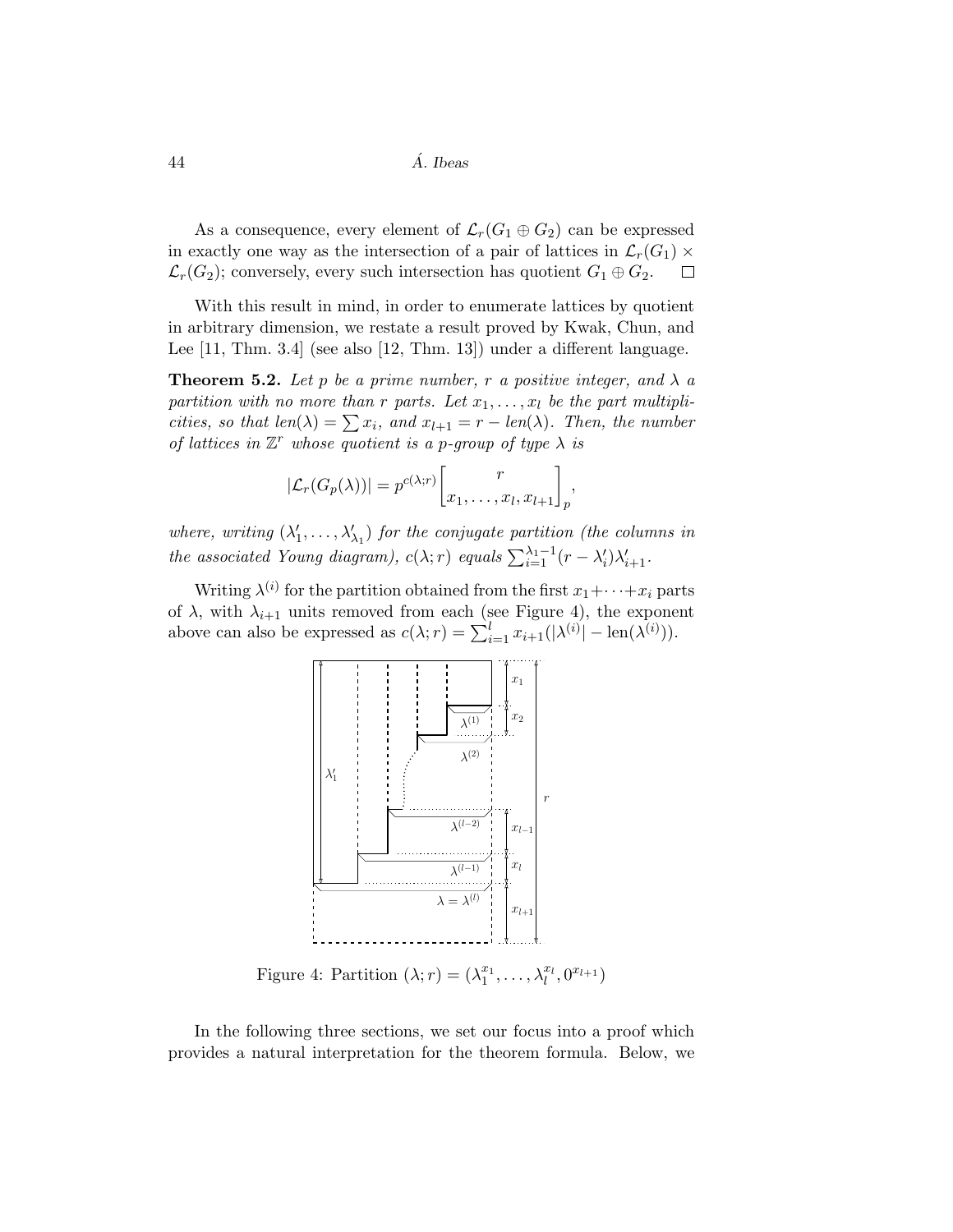As a consequence, every element of $\mathcal{L}_r(G_1 \oplus G_2)$ can be expressed in exactly one way as the intersection of a pair of lattices in $\mathcal{L}_r(G_1) \times \mathcal{L}_r(G_2)$; conversely, every such intersection has quotient $G_1 \oplus G_2$. $\square$

With this result in mind, in order to enumerate lattices by quotient in arbitrary dimension, we restate a result proved by Kwak, Chun, and Lee [11, Thm. 3.4] (see also [12, Thm. 13]) under a different language.

**Theorem 5.2.** *Let $p$ be a prime number, $r$ a positive integer, and $\lambda$ a partition with no more than $r$ parts. Let $x_1, \ldots, x_l$ be the part multiplicities, so that $len(\lambda) = \sum x_i$, and $x_{l+1} = r - len(\lambda)$. Then, the number of lattices in $\mathbb{Z}^r$ whose quotient is a $p$-group of type $\lambda$ is*

$$|\mathcal{L}_r(G_p(\lambda))| = p^{c(\lambda;r)} \begin{bmatrix} r \\ x_1, \ldots, x_l, x_{l+1} \end{bmatrix}_p,$$

*where, writing $(\lambda'_1, \ldots, \lambda'_{\lambda_1})$ for the conjugate partition (the columns in the associated Young diagram), $c(\lambda; r)$ equals $\sum_{i=1}^{\lambda_1 - 1} (r - \lambda'_i)\lambda'_{i+1}$.*

Writing $\lambda^{(i)}$ for the partition obtained from the first $x_1 + \cdots + x_i$ parts of $\lambda$, with $\lambda_{i+1}$ units removed from each (see Figure 4), the exponent above can also be expressed as $c(\lambda; r) = \sum_{i=1}^{l} x_{i+1}(|\lambda^{(i)}| - \text{len}(\lambda^{(i)}))$.

Figure 4: Partition $(\lambda; r) = (\lambda_1^{x_1}, \ldots, \lambda_l^{x_l}, 0^{x_{l+1}})$

In the following three sections, we set our focus into a proof which provides a natural interpretation for the theorem formula. Below, we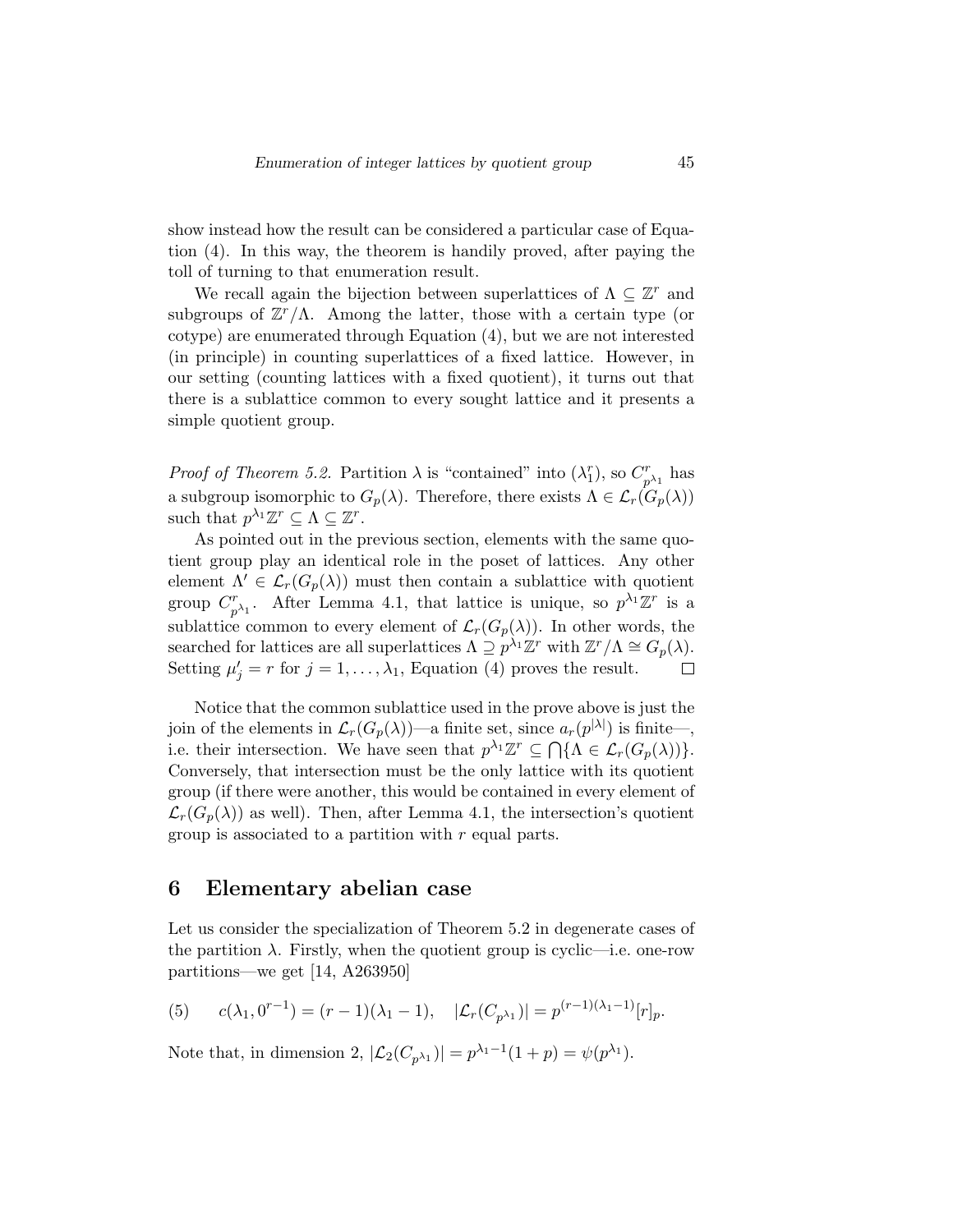show instead how the result can be considered a particular case of Equation (4). In this way, the theorem is handily proved, after paying the toll of turning to that enumeration result.

We recall again the bijection between superlattices of $\Lambda \subseteq \mathbb{Z}^r$ and subgroups of $\mathbb{Z}^r/\Lambda$. Among the latter, those with a certain type (or cotype) are enumerated through Equation (4), but we are not interested (in principle) in counting superlattices of a fixed lattice. However, in our setting (counting lattices with a fixed quotient), it turns out that there is a sublattice common to every sought lattice and it presents a simple quotient group.

*Proof of Theorem 5.2.* Partition $\lambda$ is "contained" into $(\lambda_1^r)$, so $C^r_{p^{\lambda_1}}$ has a subgroup isomorphic to $G_p(\lambda)$. Therefore, there exists $\Lambda \in \mathcal{L}_r(G_p(\lambda))$ such that $p^{\lambda_1}\mathbb{Z}^r \subseteq \Lambda \subseteq \mathbb{Z}^r$.

As pointed out in the previous section, elements with the same quotient group play an identical role in the poset of lattices. Any other element $\Lambda' \in \mathcal{L}_r(G_p(\lambda))$ must then contain a sublattice with quotient group $C^r_{p^{\lambda_1}}$. After Lemma 4.1, that lattice is unique, so $p^{\lambda_1}\mathbb{Z}^r$ is a sublattice common to every element of $\mathcal{L}_r(G_p(\lambda))$. In other words, the searched for lattices are all superlattices $\Lambda \supseteq p^{\lambda_1}\mathbb{Z}^r$ with $\mathbb{Z}^r/\Lambda \cong G_p(\lambda)$. Setting $\mu'_j = r$ for $j = 1, \ldots, \lambda_1$, Equation (4) proves the result. $\square$

Notice that the common sublattice used in the prove above is just the join of the elements in $\mathcal{L}_r(G_p(\lambda))$—a finite set, since $a_r(p^{|\lambda|})$ is finite—, i.e. their intersection. We have seen that $p^{\lambda_1}\mathbb{Z}^r \subseteq \bigcap\{\Lambda \in \mathcal{L}_r(G_p(\lambda))\}$. Conversely, that intersection must be the only lattice with its quotient group (if there were another, this would be contained in every element of $\mathcal{L}_r(G_p(\lambda))$ as well). Then, after Lemma 4.1, the intersection's quotient group is associated to a partition with $r$ equal parts.

## 6 Elementary abelian case

Let us consider the specialization of Theorem 5.2 in degenerate cases of the partition $\lambda$. Firstly, when the quotient group is cyclic—i.e. one-row partitions—we get [14, A263950]

$$(5) \qquad c(\lambda_1, 0^{r-1}) = (r-1)(\lambda_1 - 1), \quad |\mathcal{L}_r(C_{p^{\lambda_1}})| = p^{(r-1)(\lambda_1-1)}[r]_p.$$

Note that, in dimension 2, $|\mathcal{L}_2(C_{p^{\lambda_1}})| = p^{\lambda_1-1}(1+p) = \psi(p^{\lambda_1})$.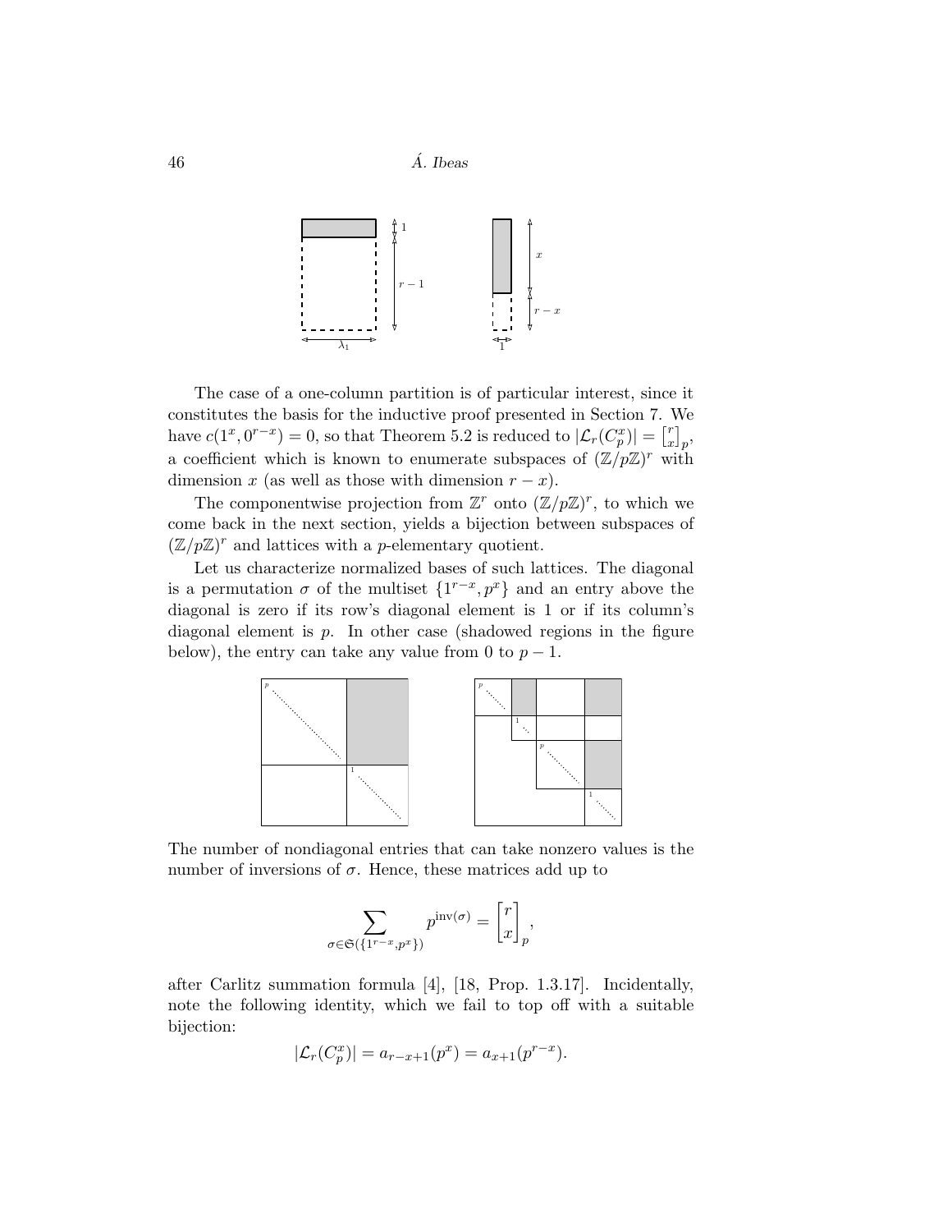The case of a one-column partition is of particular interest, since it constitutes the basis for the inductive proof presented in Section 7. We have $c(1^x, 0^{r-x}) = 0$, so that Theorem 5.2 is reduced to $|\mathcal{L}_r(C_p^x)| = \begin{bmatrix} r \\ x \end{bmatrix}_p$, a coefficient which is known to enumerate subspaces of $(\mathbb{Z}/p\mathbb{Z})^r$ with dimension $x$ (as well as those with dimension $r - x$).

The componentwise projection from $\mathbb{Z}^r$ onto $(\mathbb{Z}/p\mathbb{Z})^r$, to which we come back in the next section, yields a bijection between subspaces of $(\mathbb{Z}/p\mathbb{Z})^r$ and lattices with a $p$-elementary quotient.

Let us characterize normalized bases of such lattices. The diagonal is a permutation $\sigma$ of the multiset $\{1^{r-x}, p^x\}$ and an entry above the diagonal is zero if its row's diagonal element is 1 or if its column's diagonal element is $p$. In other case (shadowed regions in the figure below), the entry can take any value from 0 to $p - 1$.

The number of nondiagonal entries that can take nonzero values is the number of inversions of $\sigma$. Hence, these matrices add up to

$$\sum_{\sigma \in \mathfrak{S}(\{1^{r-x}, p^x\})} p^{\mathrm{inv}(\sigma)} = \begin{bmatrix} r \\ x \end{bmatrix}_p,$$

after Carlitz summation formula [4], [18, Prop. 1.3.17]. Incidentally, note the following identity, which we fail to top off with a suitable bijection:

$$|\mathcal{L}_r(C_p^x)| = a_{r-x+1}(p^x) = a_{x+1}(p^{r-x}).$$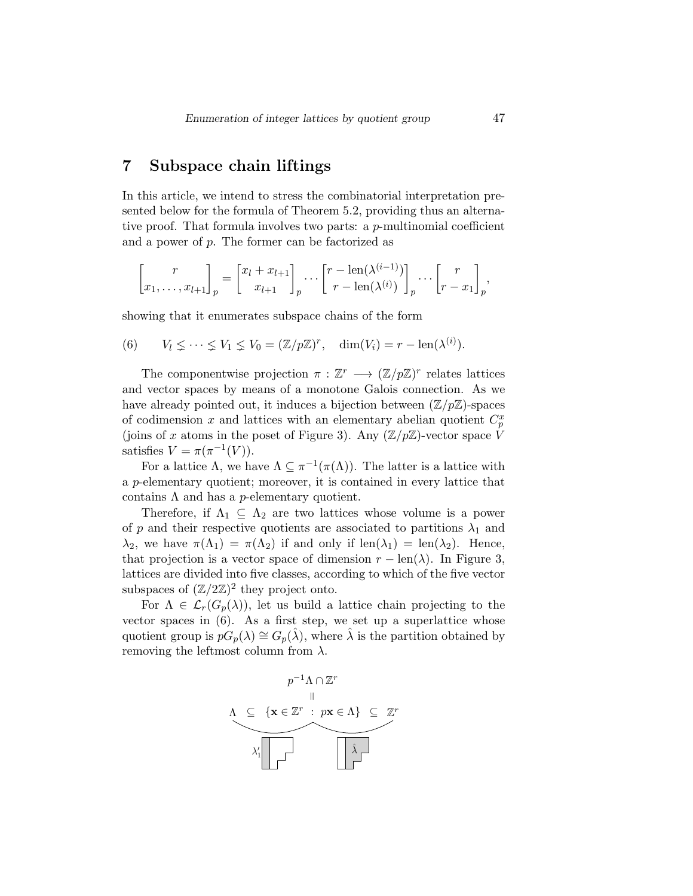## 7 Subspace chain liftings

In this article, we intend to stress the combinatorial interpretation presented below for the formula of Theorem 5.2, providing thus an alternative proof. That formula involves two parts: a $p$-multinomial coefficient and a power of $p$. The former can be factorized as

$$\begin{bmatrix} r \\ x_1, \ldots, x_{l+1} \end{bmatrix}_p = \begin{bmatrix} x_l + x_{l+1} \\ x_{l+1} \end{bmatrix}_p \cdots \begin{bmatrix} r - \operatorname{len}(\lambda^{(i-1)}) \\ r - \operatorname{len}(\lambda^{(i)}) \end{bmatrix}_p \cdots \begin{bmatrix} r \\ r - x_1 \end{bmatrix}_p,$$

showing that it enumerates subspace chains of the form

$$(6) \qquad V_l \lneq \cdots \lneq V_1 \lneq V_0 = (\mathbb{Z}/p\mathbb{Z})^r, \quad \dim(V_i) = r - \operatorname{len}(\lambda^{(i)}).$$

The componentwise projection $\pi : \mathbb{Z}^r \longrightarrow (\mathbb{Z}/p\mathbb{Z})^r$ relates lattices and vector spaces by means of a monotone Galois connection. As we have already pointed out, it induces a bijection between $(\mathbb{Z}/p\mathbb{Z})$-spaces of codimension $x$ and lattices with an elementary abelian quotient $C_p^x$ (joins of $x$ atoms in the poset of Figure 3). Any $(\mathbb{Z}/p\mathbb{Z})$-vector space $V$ satisfies $V = \pi(\pi^{-1}(V))$.

For a lattice $\Lambda$, we have $\Lambda \subseteq \pi^{-1}(\pi(\Lambda))$. The latter is a lattice with a $p$-elementary quotient; moreover, it is contained in every lattice that contains $\Lambda$ and has a $p$-elementary quotient.

Therefore, if $\Lambda_1 \subseteq \Lambda_2$ are two lattices whose volume is a power of $p$ and their respective quotients are associated to partitions $\lambda_1$ and $\lambda_2$, we have $\pi(\Lambda_1) = \pi(\Lambda_2)$ if and only if $\operatorname{len}(\lambda_1) = \operatorname{len}(\lambda_2)$. Hence, that projection is a vector space of dimension $r - \operatorname{len}(\lambda)$. In Figure 3, lattices are divided into five classes, according to which of the five vector subspaces of $(\mathbb{Z}/2\mathbb{Z})^2$ they project onto.

For $\Lambda \in \mathcal{L}_r(G_p(\lambda))$, let us build a lattice chain projecting to the vector spaces in (6). As a first step, we set up a superlattice whose quotient group is $pG_p(\lambda) \cong G_p(\hat{\lambda})$, where $\hat{\lambda}$ is the partition obtained by removing the leftmost column from $\lambda$.

$$\Lambda \subseteq \{\mathbf{x} \in \mathbb{Z}^r : p\mathbf{x} \in \Lambda\} \subseteq \mathbb{Z}^r, \qquad \{\mathbf{x} \in \mathbb{Z}^r : p\mathbf{x} \in \Lambda\} = p^{-1}\Lambda \cap \mathbb{Z}^r$$

$\lambda'_1$ $\hat{\lambda}$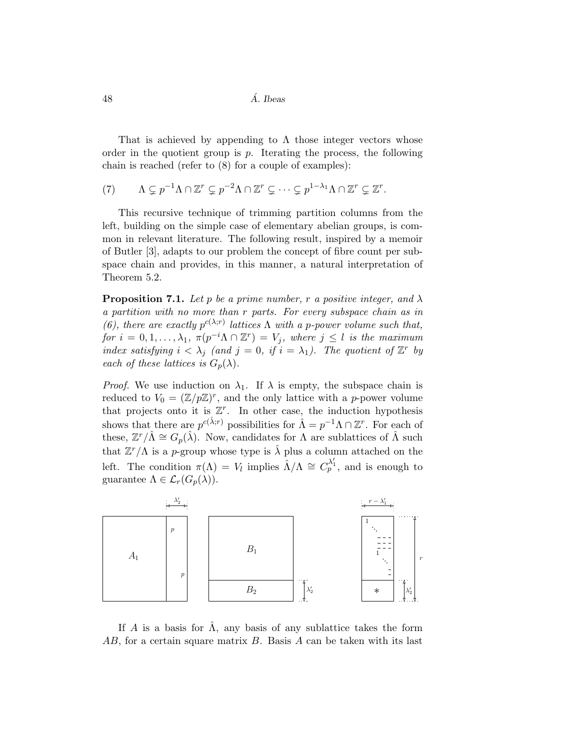That is achieved by appending to $\Lambda$ those integer vectors whose order in the quotient group is $p$. Iterating the process, the following chain is reached (refer to (8) for a couple of examples):

$$(7) \qquad \Lambda \subsetneq p^{-1}\Lambda \cap \mathbb{Z}^r \subsetneq p^{-2}\Lambda \cap \mathbb{Z}^r \subsetneq \cdots \subsetneq p^{1-\lambda_1}\Lambda \cap \mathbb{Z}^r \subsetneq \mathbb{Z}^r.$$

This recursive technique of trimming partition columns from the left, building on the simple case of elementary abelian groups, is common in relevant literature. The following result, inspired by a memoir of Butler [3], adapts to our problem the concept of fibre count per subspace chain and provides, in this manner, a natural interpretation of Theorem 5.2.

**Proposition 7.1.** *Let $p$ be a prime number, $r$ a positive integer, and $\lambda$ a partition with no more than $r$ parts. For every subspace chain as in (6), there are exactly $p^{c(\lambda;r)}$ lattices $\Lambda$ with a $p$-power volume such that, for $i = 0, 1, \ldots, \lambda_1$, $\pi(p^{-i}\Lambda \cap \mathbb{Z}^r) = V_j$, where $j \leq l$ is the maximum index satisfying $i < \lambda_j$ (and $j = 0$, if $i = \lambda_1$). The quotient of $\mathbb{Z}^r$ by each of these lattices is $G_p(\lambda)$.*

*Proof.* We use induction on $\lambda_1$. If $\lambda$ is empty, the subspace chain is reduced to $V_0 = (\mathbb{Z}/p\mathbb{Z})^r$, and the only lattice with a $p$-power volume that projects onto it is $\mathbb{Z}^r$. In other case, the induction hypothesis shows that there are $p^{c(\hat{\lambda};r)}$ possibilities for $\hat{\Lambda} = p^{-1}\Lambda \cap \mathbb{Z}^r$. For each of these, $\mathbb{Z}^r/\hat{\Lambda} \cong G_p(\hat{\lambda})$. Now, candidates for $\Lambda$ are sublattices of $\hat{\Lambda}$ such that $\mathbb{Z}^r/\Lambda$ is a $p$-group whose type is $\hat{\lambda}$ plus a column attached on the left. The condition $\pi(\Lambda) = V_l$ implies $\hat{\Lambda}/\Lambda \cong C_p^{\lambda'_1}$, and is enough to guarantee $\Lambda \in \mathcal{L}_r(G_p(\lambda))$.

If $A$ is a basis for $\hat{\Lambda}$, any basis of any sublattice takes the form $AB$, for a certain square matrix $B$. Basis $A$ can be taken with its last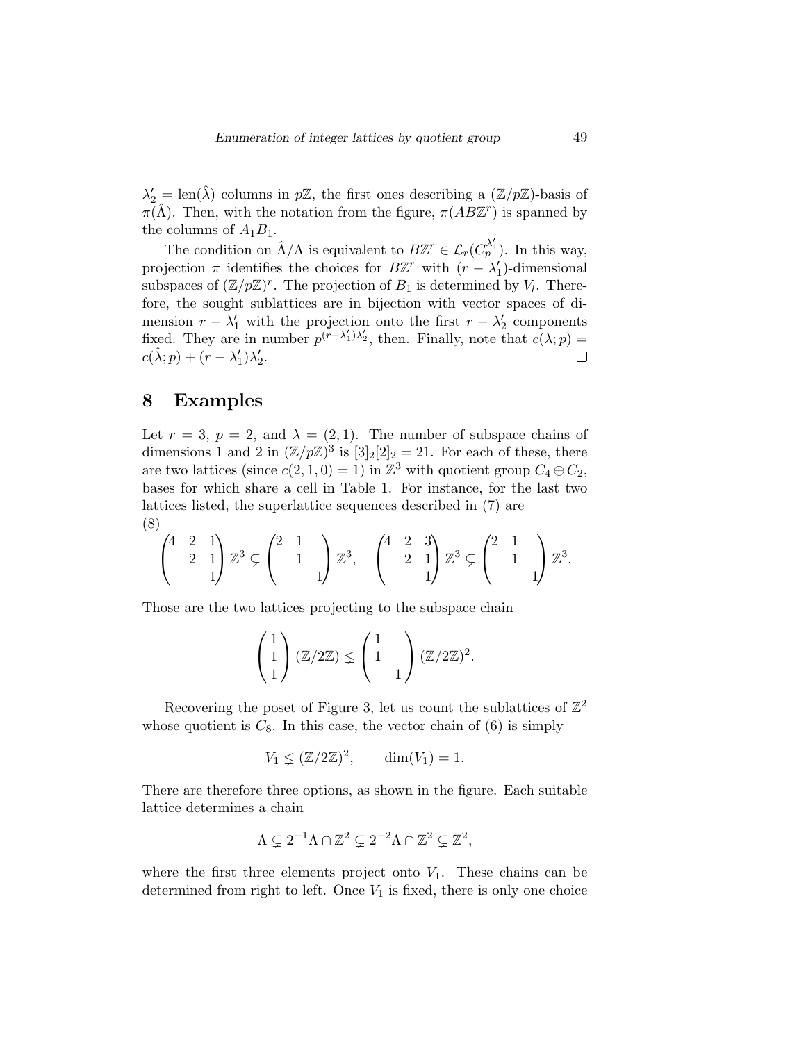$\lambda_2' = \text{len}(\hat{\lambda})$ columns in $p\mathbb{Z}$, the first ones describing a $(\mathbb{Z}/p\mathbb{Z})$-basis of $\pi(\hat{\Lambda})$. Then, with the notation from the figure, $\pi(AB\mathbb{Z}^r)$ is spanned by the columns of $A_1B_1$.

The condition on $\hat{\Lambda}/\Lambda$ is equivalent to $B\mathbb{Z}^r \in \mathcal{L}_r(C_p^{\lambda_1'})$. In this way, projection $\pi$ identifies the choices for $B\mathbb{Z}^r$ with $(r-\lambda_1')$-dimensional subspaces of $(\mathbb{Z}/p\mathbb{Z})^r$. The projection of $B_1$ is determined by $V_l$. Therefore, the sought sublattices are in bijection with vector spaces of dimension $r-\lambda_1'$ with the projection onto the first $r-\lambda_2'$ components fixed. They are in number $p^{(r-\lambda_1')\lambda_2'}$, then. Finally, note that $c(\lambda;p) = c(\hat{\lambda};p) + (r-\lambda_1')\lambda_2'$. □

## 8 Examples

Let $r=3$, $p=2$, and $\lambda=(2,1)$. The number of subspace chains of dimensions 1 and 2 in $(\mathbb{Z}/p\mathbb{Z})^3$ is $[3]_2[2]_2 = 21$. For each of these, there are two lattices (since $c(2,1,0)=1$) in $\mathbb{Z}^3$ with quotient group $C_4 \oplus C_2$, bases for which share a cell in Table 1. For instance, for the last two lattices listed, the superlattice sequences described in (7) are

(8)
$$\begin{pmatrix} 4 & 2 & 1 \\ & 2 & 1 \\ & & 1 \end{pmatrix} \mathbb{Z}^3 \subsetneq \begin{pmatrix} 2 & 1 & \\ & 1 & \\ & & 1 \end{pmatrix} \mathbb{Z}^3, \quad \begin{pmatrix} 4 & 2 & 3 \\ & 2 & 1 \\ & & 1 \end{pmatrix} \mathbb{Z}^3 \subsetneq \begin{pmatrix} 2 & 1 & \\ & 1 & \\ & & 1 \end{pmatrix} \mathbb{Z}^3.$$

Those are the two lattices projecting to the subspace chain

$$\begin{pmatrix} 1 \\ 1 \\ 1 \end{pmatrix} (\mathbb{Z}/2\mathbb{Z}) \lneq \begin{pmatrix} 1 & \\ 1 & \\ & 1 \end{pmatrix} (\mathbb{Z}/2\mathbb{Z})^2.$$

Recovering the poset of Figure 3, let us count the sublattices of $\mathbb{Z}^2$ whose quotient is $C_8$. In this case, the vector chain of (6) is simply

$$V_1 \lneq (\mathbb{Z}/2\mathbb{Z})^2, \qquad \dim(V_1) = 1.$$

There are therefore three options, as shown in the figure. Each suitable lattice determines a chain

$$\Lambda \subsetneq 2^{-1}\Lambda \cap \mathbb{Z}^2 \subsetneq 2^{-2}\Lambda \cap \mathbb{Z}^2 \subsetneq \mathbb{Z}^2,$$

where the first three elements project onto $V_1$. These chains can be determined from right to left. Once $V_1$ is fixed, there is only one choice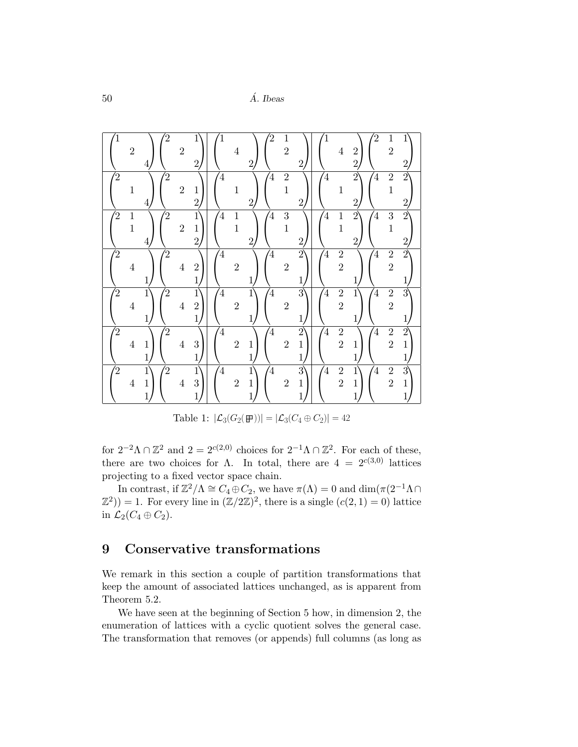| | | |
|---|---|---|
| $\begin{pmatrix}1&&\\&2&\\&&4\end{pmatrix}\begin{pmatrix}2&&1\\&2&\\&&2\end{pmatrix}$ | $\begin{pmatrix}1&&\\&4&\\&&2\end{pmatrix}\begin{pmatrix}2&1&\\&2&\\&&2\end{pmatrix}$ | $\begin{pmatrix}1&&\\&4&2\\&&2\end{pmatrix}\begin{pmatrix}2&1&1\\&2&\\&&2\end{pmatrix}$ |
| $\begin{pmatrix}2&&\\&1&\\&&4\end{pmatrix}\begin{pmatrix}2&&\\&2&1\\&&2\end{pmatrix}$ | $\begin{pmatrix}4&&\\&1&\\&&2\end{pmatrix}\begin{pmatrix}4&2&\\&1&\\&&2\end{pmatrix}$ | $\begin{pmatrix}4&&2\\&1&\\&&2\end{pmatrix}\begin{pmatrix}4&2&2\\&1&\\&&2\end{pmatrix}$ |
| $\begin{pmatrix}2&1&\\&1&\\&&4\end{pmatrix}\begin{pmatrix}2&&1\\&2&1\\&&2\end{pmatrix}$ | $\begin{pmatrix}4&1&\\&1&\\&&2\end{pmatrix}\begin{pmatrix}4&3&\\&1&\\&&2\end{pmatrix}$ | $\begin{pmatrix}4&1&2\\&1&\\&&2\end{pmatrix}\begin{pmatrix}4&3&2\\&1&\\&&2\end{pmatrix}$ |
| $\begin{pmatrix}2&&\\&4&\\&&1\end{pmatrix}\begin{pmatrix}2&&\\&4&2\\&&1\end{pmatrix}$ | $\begin{pmatrix}4&&\\&2&\\&&1\end{pmatrix}\begin{pmatrix}4&&2\\&2&\\&&1\end{pmatrix}$ | $\begin{pmatrix}4&2&\\&2&\\&&1\end{pmatrix}\begin{pmatrix}4&2&2\\&2&\\&&1\end{pmatrix}$ |
| $\begin{pmatrix}2&&1\\&4&\\&&1\end{pmatrix}\begin{pmatrix}2&&1\\&4&2\\&&1\end{pmatrix}$ | $\begin{pmatrix}4&&1\\&2&\\&&1\end{pmatrix}\begin{pmatrix}4&&3\\&2&\\&&1\end{pmatrix}$ | $\begin{pmatrix}4&2&1\\&2&\\&&1\end{pmatrix}\begin{pmatrix}4&2&3\\&2&\\&&1\end{pmatrix}$ |
| $\begin{pmatrix}2&&\\&4&1\\&&1\end{pmatrix}\begin{pmatrix}2&&\\&4&3\\&&1\end{pmatrix}$ | $\begin{pmatrix}4&&\\&2&1\\&&1\end{pmatrix}\begin{pmatrix}4&&2\\&2&1\\&&1\end{pmatrix}$ | $\begin{pmatrix}4&2&\\&2&1\\&&1\end{pmatrix}\begin{pmatrix}4&2&2\\&2&1\\&&1\end{pmatrix}$ |
| $\begin{pmatrix}2&&1\\&4&1\\&&1\end{pmatrix}\begin{pmatrix}2&&1\\&4&3\\&&1\end{pmatrix}$ | $\begin{pmatrix}4&&1\\&2&1\\&&1\end{pmatrix}\begin{pmatrix}4&&3\\&2&1\\&&1\end{pmatrix}$ | $\begin{pmatrix}4&2&1\\&2&1\\&&1\end{pmatrix}\begin{pmatrix}4&2&3\\&2&1\\&&1\end{pmatrix}$ |

Table 1: $|\mathcal{L}_3(G_2(\boxplus))| = |\mathcal{L}_3(C_4 \oplus C_2)| = 42$

for $2^{-2}\Lambda \cap \mathbb{Z}^2$ and $2 = 2^{c(2,0)}$ choices for $2^{-1}\Lambda \cap \mathbb{Z}^2$. For each of these, there are two choices for $\Lambda$. In total, there are $4 = 2^{c(3,0)}$ lattices projecting to a fixed vector space chain.

In contrast, if $\mathbb{Z}^2/\Lambda \cong C_4 \oplus C_2$, we have $\pi(\Lambda) = 0$ and $\dim(\pi(2^{-1}\Lambda \cap \mathbb{Z}^2)) = 1$. For every line in $(\mathbb{Z}/2\mathbb{Z})^2$, there is a single ($c(2,1) = 0$) lattice in $\mathcal{L}_2(C_4 \oplus C_2)$.

## 9 Conservative transformations

We remark in this section a couple of partition transformations that keep the amount of associated lattices unchanged, as is apparent from Theorem 5.2.

We have seen at the beginning of Section 5 how, in dimension 2, the enumeration of lattices with a cyclic quotient solves the general case. The transformation that removes (or appends) full columns (as long as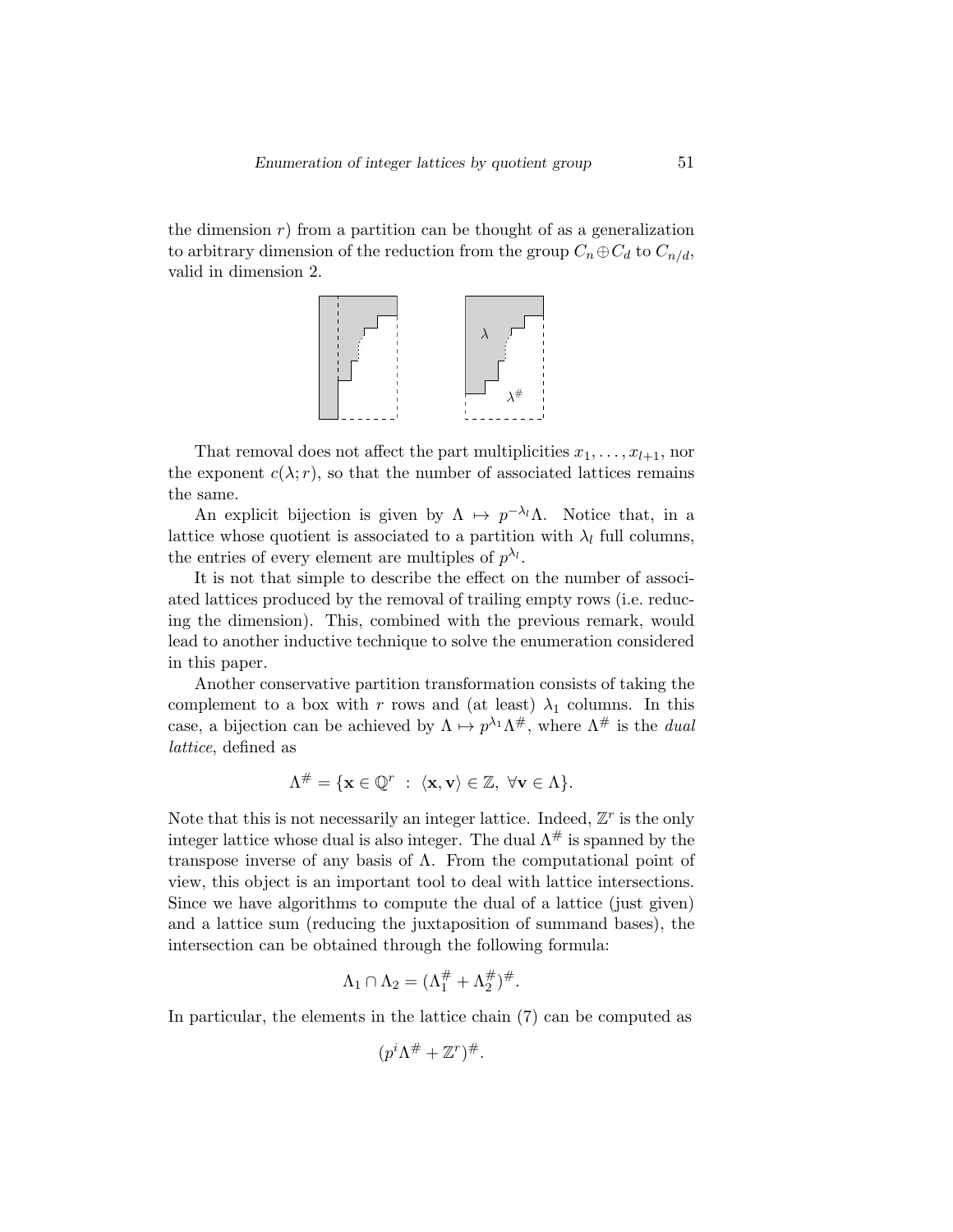the dimension $r$) from a partition can be thought of as a generalization to arbitrary dimension of the reduction from the group $C_n \oplus C_d$ to $C_{n/d}$, valid in dimension 2.

That removal does not affect the part multiplicities $x_1, \ldots, x_{l+1}$, nor the exponent $c(\lambda; r)$, so that the number of associated lattices remains the same.

An explicit bijection is given by $\Lambda \mapsto p^{-\lambda_l}\Lambda$. Notice that, in a lattice whose quotient is associated to a partition with $\lambda_l$ full columns, the entries of every element are multiples of $p^{\lambda_l}$.

It is not that simple to describe the effect on the number of associated lattices produced by the removal of trailing empty rows (i.e. reducing the dimension). This, combined with the previous remark, would lead to another inductive technique to solve the enumeration considered in this paper.

Another conservative partition transformation consists of taking the complement to a box with $r$ rows and (at least) $\lambda_1$ columns. In this case, a bijection can be achieved by $\Lambda \mapsto p^{\lambda_1}\Lambda^{\#}$, where $\Lambda^{\#}$ is the *dual lattice*, defined as

$$\Lambda^{\#} = \{\mathbf{x} \in \mathbb{Q}^r \ : \ \langle \mathbf{x}, \mathbf{v} \rangle \in \mathbb{Z}, \ \forall \mathbf{v} \in \Lambda\}.$$

Note that this is not necessarily an integer lattice. Indeed, $\mathbb{Z}^r$ is the only integer lattice whose dual is also integer. The dual $\Lambda^{\#}$ is spanned by the transpose inverse of any basis of $\Lambda$. From the computational point of view, this object is an important tool to deal with lattice intersections. Since we have algorithms to compute the dual of a lattice (just given) and a lattice sum (reducing the juxtaposition of summand bases), the intersection can be obtained through the following formula:

$$\Lambda_1 \cap \Lambda_2 = (\Lambda_1^{\#} + \Lambda_2^{\#})^{\#}.$$

In particular, the elements in the lattice chain (7) can be computed as

$$(p^i \Lambda^{\#} + \mathbb{Z}^r)^{\#}.$$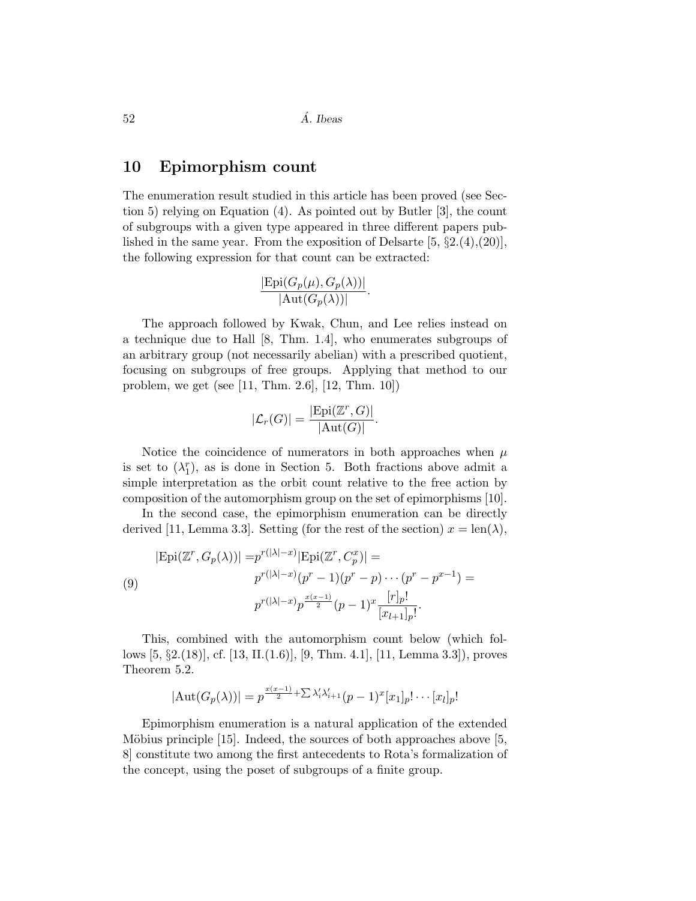## 10 Epimorphism count

The enumeration result studied in this article has been proved (see Section 5) relying on Equation (4). As pointed out by Butler [3], the count of subgroups with a given type appeared in three different papers published in the same year. From the exposition of Delsarte [5, §2.(4),(20)], the following expression for that count can be extracted:

$$\frac{|\mathrm{Epi}(G_p(\mu), G_p(\lambda))|}{|\mathrm{Aut}(G_p(\lambda))|}.$$

The approach followed by Kwak, Chun, and Lee relies instead on a technique due to Hall [8, Thm. 1.4], who enumerates subgroups of an arbitrary group (not necessarily abelian) with a prescribed quotient, focusing on subgroups of free groups. Applying that method to our problem, we get (see [11, Thm. 2.6], [12, Thm. 10])

$$|\mathcal{L}_r(G)| = \frac{|\mathrm{Epi}(\mathbb{Z}^r, G)|}{|\mathrm{Aut}(G)|}.$$

Notice the coincidence of numerators in both approaches when $\mu$ is set to $(\lambda_1^r)$, as is done in Section 5. Both fractions above admit a simple interpretation as the orbit count relative to the free action by composition of the automorphism group on the set of epimorphisms [10].

In the second case, the epimorphism enumeration can be directly derived [11, Lemma 3.3]. Setting (for the rest of the section) $x = \mathrm{len}(\lambda)$,

$$\begin{aligned} |\mathrm{Epi}(\mathbb{Z}^r, G_p(\lambda))| =& p^{r(|\lambda|-x)}|\mathrm{Epi}(\mathbb{Z}^r, C_p^x)| = \\ & p^{r(|\lambda|-x)}(p^r-1)(p^r-p)\cdots(p^r-p^{x-1}) = \\ & p^{r(|\lambda|-x)}p^{\frac{x(x-1)}{2}}(p-1)^x\frac{[r]_p!}{[x_{l+1}]_p!}. \end{aligned} \tag{9}$$

This, combined with the automorphism count below (which follows [5, §2.(18)], cf. [13, II.(1.6)], [9, Thm. 4.1], [11, Lemma 3.3]), proves Theorem 5.2.

$$|\mathrm{Aut}(G_p(\lambda))| = p^{\frac{x(x-1)}{2}+\sum \lambda_i' \lambda_{i+1}'}(p-1)^x[x_1]_p!\cdots[x_l]_p!$$

Epimorphism enumeration is a natural application of the extended Möbius principle [15]. Indeed, the sources of both approaches above [5, 8] constitute two among the first antecedents to Rota's formalization of the concept, using the poset of subgroups of a finite group.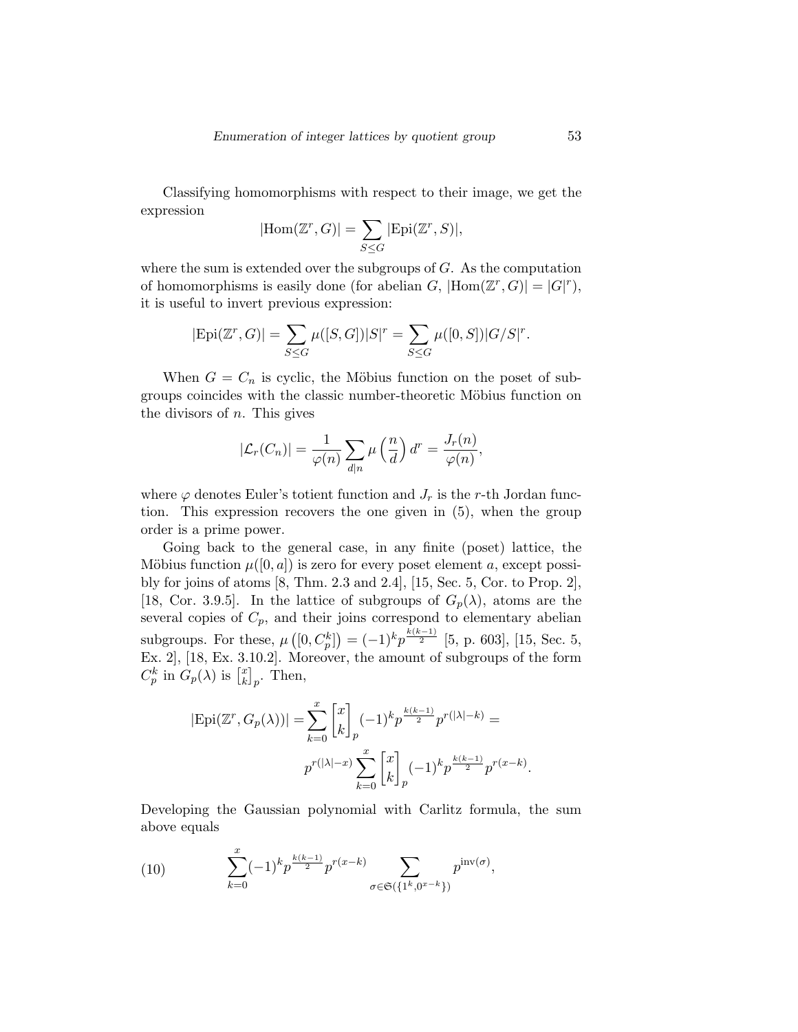Classifying homomorphisms with respect to their image, we get the expression

$$|\mathrm{Hom}(\mathbb{Z}^r, G)| = \sum_{S \leq G} |\mathrm{Epi}(\mathbb{Z}^r, S)|,$$

where the sum is extended over the subgroups of $G$. As the computation of homomorphisms is easily done (for abelian $G$, $|\mathrm{Hom}(\mathbb{Z}^r, G)| = |G|^r$), it is useful to invert previous expression:

$$|\mathrm{Epi}(\mathbb{Z}^r, G)| = \sum_{S \leq G} \mu([S, G]) |S|^r = \sum_{S \leq G} \mu([0, S]) |G/S|^r.$$

When $G = C_n$ is cyclic, the Möbius function on the poset of subgroups coincides with the classic number-theoretic Möbius function on the divisors of $n$. This gives

$$|\mathcal{L}_r(C_n)| = \frac{1}{\varphi(n)} \sum_{d|n} \mu\left(\frac{n}{d}\right) d^r = \frac{J_r(n)}{\varphi(n)},$$

where $\varphi$ denotes Euler's totient function and $J_r$ is the $r$-th Jordan function. This expression recovers the one given in (5), when the group order is a prime power.

Going back to the general case, in any finite (poset) lattice, the Möbius function $\mu([0, a])$ is zero for every poset element $a$, except possibly for joins of atoms [8, Thm. 2.3 and 2.4], [15, Sec. 5, Cor. to Prop. 2], [18, Cor. 3.9.5]. In the lattice of subgroups of $G_p(\lambda)$, atoms are the several copies of $C_p$, and their joins correspond to elementary abelian subgroups. For these, $\mu\left([0, C_p^k]\right) = (-1)^k p^{\frac{k(k-1)}{2}}$ [5, p. 603], [15, Sec. 5, Ex. 2], [18, Ex. 3.10.2]. Moreover, the amount of subgroups of the form $C_p^k$ in $G_p(\lambda)$ is $\left[ x \atop k \right]_p$. Then,

$$\begin{aligned}
|\mathrm{Epi}(\mathbb{Z}^r, G_p(\lambda))| &= \sum_{k=0}^{x} \begin{bmatrix} x \\ k \end{bmatrix}_p (-1)^k p^{\frac{k(k-1)}{2}} p^{r(|\lambda| - k)} = \\
& p^{r(|\lambda| - x)} \sum_{k=0}^{x} \begin{bmatrix} x \\ k \end{bmatrix}_p (-1)^k p^{\frac{k(k-1)}{2}} p^{r(x-k)}.
\end{aligned}$$

Developing the Gaussian polynomial with Carlitz formula, the sum above equals

$$\sum_{k=0}^{x} (-1)^k p^{\frac{k(k-1)}{2}} p^{r(x-k)} \sum_{\sigma \in \mathfrak{S}(\{1^k, 0^{x-k}\})} p^{\mathrm{inv}(\sigma)}, \tag{10}$$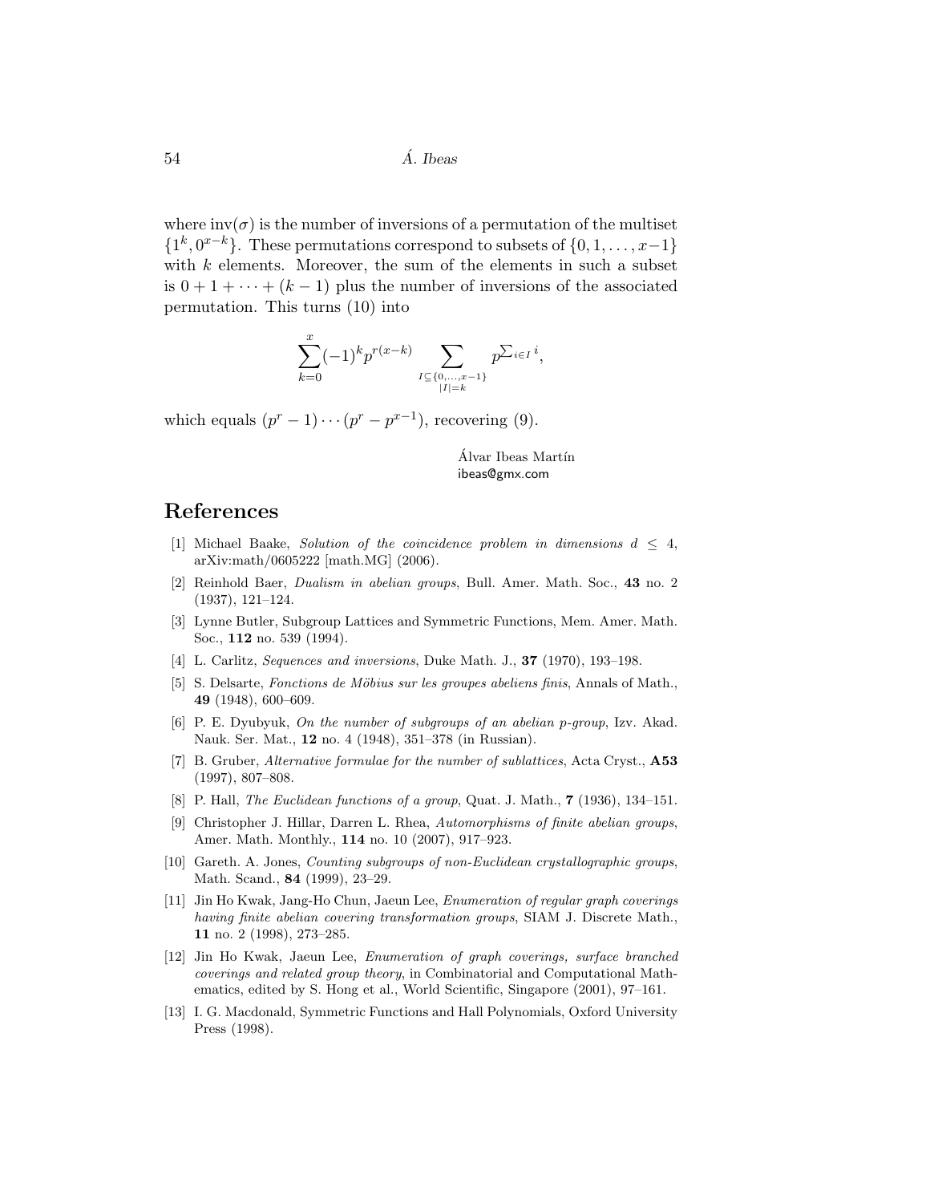where $\mathrm{inv}(\sigma)$ is the number of inversions of a permutation of the multiset $\{1^k, 0^{x-k}\}$. These permutations correspond to subsets of $\{0, 1, \ldots, x-1\}$ with $k$ elements. Moreover, the sum of the elements in such a subset is $0 + 1 + \cdots + (k-1)$ plus the number of inversions of the associated permutation. This turns (10) into

$$\sum_{k=0}^{x} (-1)^k p^{r(x-k)} \sum_{\substack{I \subseteq \{0,\ldots,x-1\} \\ |I|=k}} p^{\sum_{i \in I} i},$$

which equals $(p^r - 1) \cdots (p^r - p^{x-1})$, recovering (9).

Álvar Ibeas Martín
ibeas@gmx.com

## References

[1] Michael Baake, *Solution of the coincidence problem in dimensions $d \leq 4$*, arXiv:math/0605222 [math.MG] (2006).

[2] Reinhold Baer, *Dualism in abelian groups*, Bull. Amer. Math. Soc., **43** no. 2 (1937), 121–124.

[3] Lynne Butler, Subgroup Lattices and Symmetric Functions, Mem. Amer. Math. Soc., **112** no. 539 (1994).

[4] L. Carlitz, *Sequences and inversions*, Duke Math. J., **37** (1970), 193–198.

[5] S. Delsarte, *Fonctions de Möbius sur les groupes abeliens finis*, Annals of Math., **49** (1948), 600–609.

[6] P. E. Dyubyuk, *On the number of subgroups of an abelian p-group*, Izv. Akad. Nauk. Ser. Mat., **12** no. 4 (1948), 351–378 (in Russian).

[7] B. Gruber, *Alternative formulae for the number of sublattices*, Acta Cryst., **A53** (1997), 807–808.

[8] P. Hall, *The Euclidean functions of a group*, Quat. J. Math., **7** (1936), 134–151.

[9] Christopher J. Hillar, Darren L. Rhea, *Automorphisms of finite abelian groups*, Amer. Math. Monthly., **114** no. 10 (2007), 917–923.

[10] Gareth. A. Jones, *Counting subgroups of non-Euclidean crystallographic groups*, Math. Scand., **84** (1999), 23–29.

[11] Jin Ho Kwak, Jang-Ho Chun, Jaeun Lee, *Enumeration of regular graph coverings having finite abelian covering transformation groups*, SIAM J. Discrete Math., **11** no. 2 (1998), 273–285.

[12] Jin Ho Kwak, Jaeun Lee, *Enumeration of graph coverings, surface branched coverings and related group theory*, in Combinatorial and Computational Mathematics, edited by S. Hong et al., World Scientific, Singapore (2001), 97–161.

[13] I. G. Macdonald, Symmetric Functions and Hall Polynomials, Oxford University Press (1998).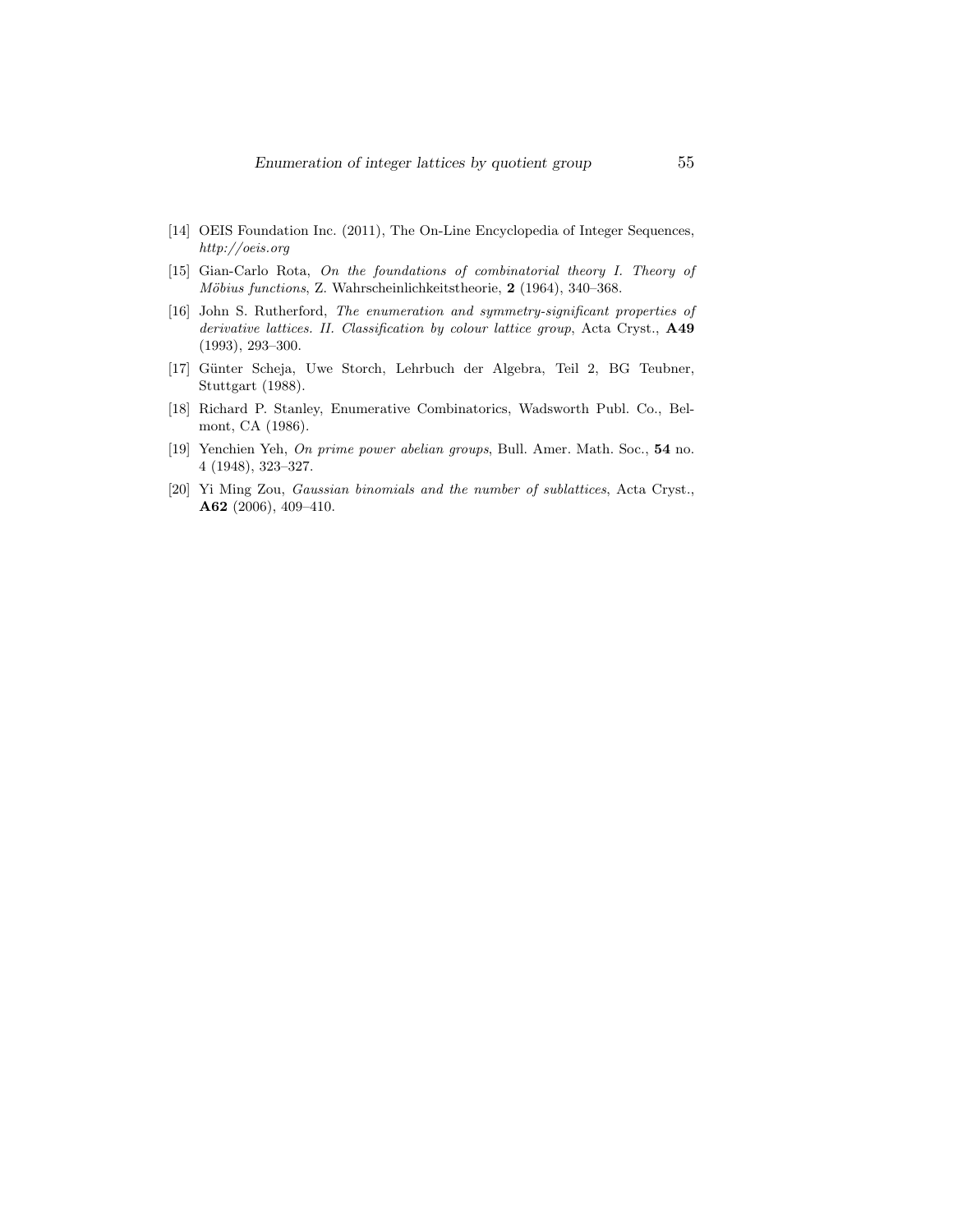[14] OEIS Foundation Inc. (2011), The On-Line Encyclopedia of Integer Sequences, *http://oeis.org*

[15] Gian-Carlo Rota, *On the foundations of combinatorial theory I. Theory of Möbius functions*, Z. Wahrscheinlichkeitstheorie, **2** (1964), 340–368.

[16] John S. Rutherford, *The enumeration and symmetry-significant properties of derivative lattices. II. Classification by colour lattice group*, Acta Cryst., **A49** (1993), 293–300.

[17] Günter Scheja, Uwe Storch, Lehrbuch der Algebra, Teil 2, BG Teubner, Stuttgart (1988).

[18] Richard P. Stanley, Enumerative Combinatorics, Wadsworth Publ. Co., Belmont, CA (1986).

[19] Yenchien Yeh, *On prime power abelian groups*, Bull. Amer. Math. Soc., **54** no. 4 (1948), 323–327.

[20] Yi Ming Zou, *Gaussian binomials and the number of sublattices*, Acta Cryst., **A62** (2006), 409–410.